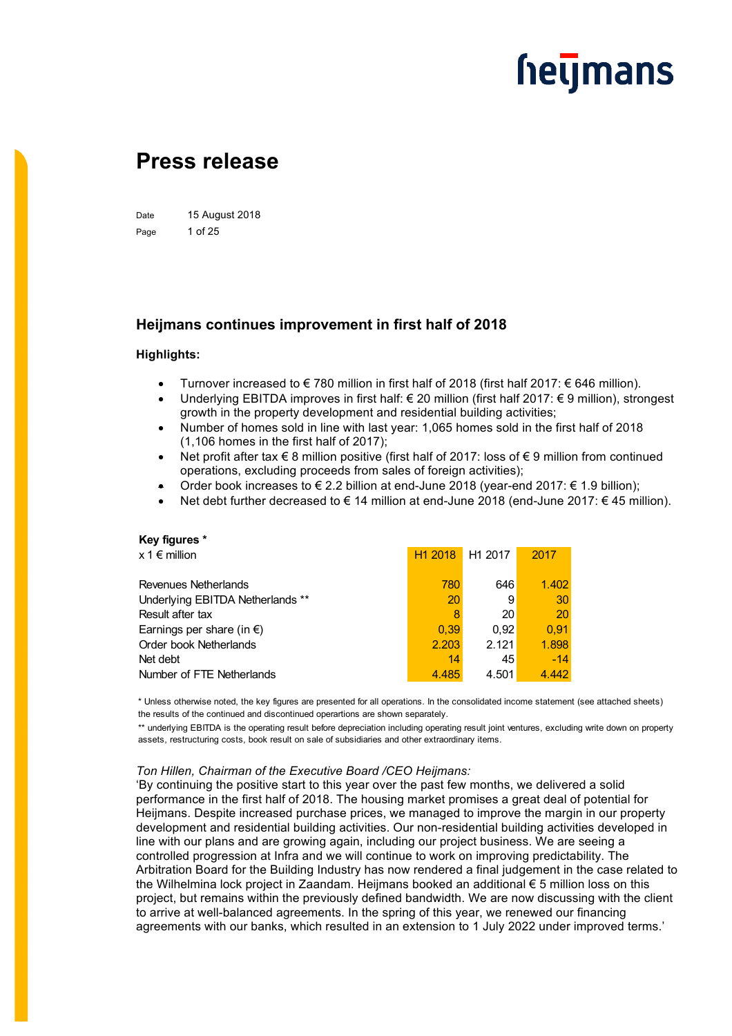# Press release

Date 15 August 2018

## Heijmans continues improvement in first half of 2018

**Highlights:**

- Turnover increased to € 780 million in first half of 2018 (first half 2017: € 646 million).
- Underlying EBITDA improves in first half: € 20 million (first half 2017: € 9 million), strongest growth in the property development and residential building activities;
- Number of homes sold in line with last year: 1,065 homes sold in the first half of 2018 (1,106 homes in the first half of 2017);
- Net profit after tax € 8 million positive (first half of 2017: loss of € 9 million from continued operations, excluding proceeds from sales of foreign activities);
- Order book increases to € 2.2 billion at end-June 2018 (year-end 2017: € 1.9 billion);
- Net debt further decreased to € 14 million at end-June 2018 (end-June 2017: € 45 million).

**Key figures \***

| x 1 € million | H1 2018 | H1 2017 | 2017 |
|---|---|---|---|
| Revenues Netherlands | 780 | 646 | 1.402 |
| Underlying EBITDA Netherlands ** | 20 | 9 | 30 |
| Result after tax | 8 | 20 | 20 |
| Earnings per share (in €) | 0,39 | 0,92 | 0,91 |
| Order book Netherlands | 2.203 | 2.121 | 1.898 |
| Net debt | 14 | 45 | -14 |
| Number of FTE Netherlands | 4.485 | 4.501 | 4.442 |

\* Unless otherwise noted, the key figures are presented for all operations. In the consolidated income statement (see attached sheets) the results of the continued and discontinued operartions are shown separately.

\*\* underlying EBITDA is the operating result before depreciation including operating result joint ventures, excluding write down on property assets, restructuring costs, book result on sale of subsidiaries and other extraordinary items.

*Ton Hillen, Chairman of the Executive Board /CEO Heijmans:*

'By continuing the positive start to this year over the past few months, we delivered a solid performance in the first half of 2018. The housing market promises a great deal of potential for Heijmans. Despite increased purchase prices, we managed to improve the margin in our property development and residential building activities. Our non-residential building activities developed in line with our plans and are growing again, including our project business. We are seeing a controlled progression at Infra and we will continue to work on improving predictability. The Arbitration Board for the Building Industry has now rendered a final judgement in the case related to the Wilhelmina lock project in Zaandam. Heijmans booked an additional € 5 million loss on this project, but remains within the previously defined bandwidth. We are now discussing with the client to arrive at well-balanced agreements. In the spring of this year, we renewed our financing agreements with our banks, which resulted in an extension to 1 July 2022 under improved terms.'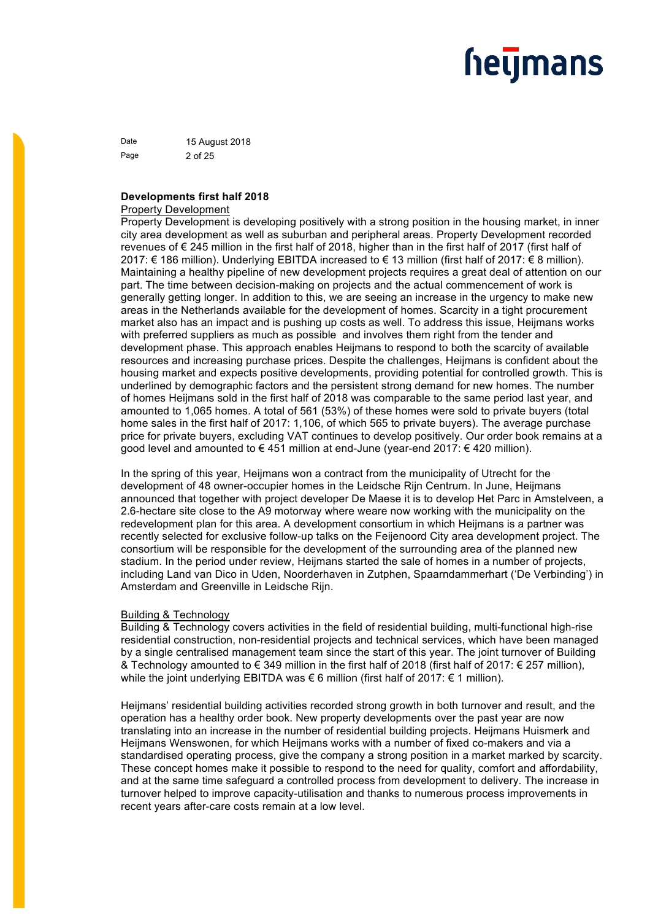**Developments first half 2018**

Property Development

Property Development is developing positively with a strong position in the housing market, in inner city area development as well as suburban and peripheral areas. Property Development recorded revenues of € 245 million in the first half of 2018, higher than in the first half of 2017 (first half of 2017: € 186 million). Underlying EBITDA increased to € 13 million (first half of 2017: € 8 million). Maintaining a healthy pipeline of new development projects requires a great deal of attention on our part. The time between decision-making on projects and the actual commencement of work is generally getting longer. In addition to this, we are seeing an increase in the urgency to make new areas in the Netherlands available for the development of homes. Scarcity in a tight procurement market also has an impact and is pushing up costs as well. To address this issue, Heijmans works with preferred suppliers as much as possible and involves them right from the tender and development phase. This approach enables Heijmans to respond to both the scarcity of available resources and increasing purchase prices. Despite the challenges, Heijmans is confident about the housing market and expects positive developments, providing potential for controlled growth. This is underlined by demographic factors and the persistent strong demand for new homes. The number of homes Heijmans sold in the first half of 2018 was comparable to the same period last year, and amounted to 1,065 homes. A total of 561 (53%) of these homes were sold to private buyers (total home sales in the first half of 2017: 1,106, of which 565 to private buyers). The average purchase price for private buyers, excluding VAT continues to develop positively. Our order book remains at a good level and amounted to € 451 million at end-June (year-end 2017: € 420 million).

In the spring of this year, Heijmans won a contract from the municipality of Utrecht for the development of 48 owner-occupier homes in the Leidsche Rijn Centrum. In June, Heijmans announced that together with project developer De Maese it is to develop Het Parc in Amstelveen, a 2.6-hectare site close to the A9 motorway where weare now working with the municipality on the redevelopment plan for this area. A development consortium in which Heijmans is a partner was recently selected for exclusive follow-up talks on the Feijenoord City area development project. The consortium will be responsible for the development of the surrounding area of the planned new stadium. In the period under review, Heijmans started the sale of homes in a number of projects, including Land van Dico in Uden, Noorderhaven in Zutphen, Spaarndammerhart ('De Verbinding') in Amsterdam and Greenville in Leidsche Rijn.

Building & Technology

Building & Technology covers activities in the field of residential building, multi-functional high-rise residential construction, non-residential projects and technical services, which have been managed by a single centralised management team since the start of this year. The joint turnover of Building & Technology amounted to € 349 million in the first half of 2018 (first half of 2017: € 257 million), while the joint underlying EBITDA was € 6 million (first half of 2017: € 1 million).

Heijmans' residential building activities recorded strong growth in both turnover and result, and the operation has a healthy order book. New property developments over the past year are now translating into an increase in the number of residential building projects. Heijmans Huismerk and Heijmans Wenswonen, for which Heijmans works with a number of fixed co-makers and via a standardised operating process, give the company a strong position in a market marked by scarcity. These concept homes make it possible to respond to the need for quality, comfort and affordability, and at the same time safeguard a controlled process from development to delivery. The increase in turnover helped to improve capacity-utilisation and thanks to numerous process improvements in recent years after-care costs remain at a low level.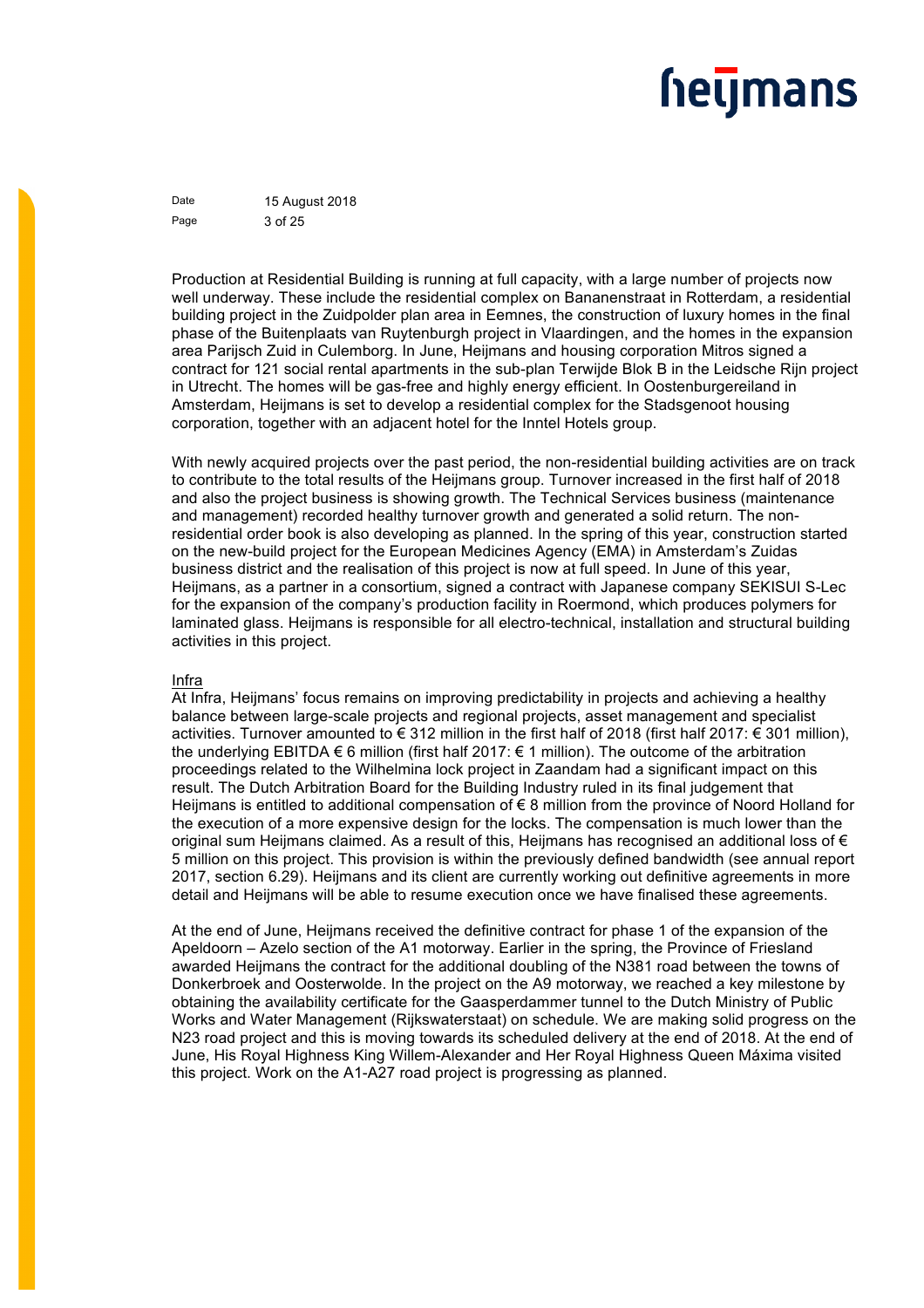Production at Residential Building is running at full capacity, with a large number of projects now well underway. These include the residential complex on Bananenstraat in Rotterdam, a residential building project in the Zuidpolder plan area in Eemnes, the construction of luxury homes in the final phase of the Buitenplaats van Ruytenburgh project in Vlaardingen, and the homes in the expansion area Parijsch Zuid in Culemborg. In June, Heijmans and housing corporation Mitros signed a contract for 121 social rental apartments in the sub-plan Terwijde Blok B in the Leidsche Rijn project in Utrecht. The homes will be gas-free and highly energy efficient. In Oostenburgereiland in Amsterdam, Heijmans is set to develop a residential complex for the Stadsgenoot housing corporation, together with an adjacent hotel for the Inntel Hotels group.

With newly acquired projects over the past period, the non-residential building activities are on track to contribute to the total results of the Heijmans group. Turnover increased in the first half of 2018 and also the project business is showing growth. The Technical Services business (maintenance and management) recorded healthy turnover growth and generated a solid return. The non-residential order book is also developing as planned. In the spring of this year, construction started on the new-build project for the European Medicines Agency (EMA) in Amsterdam's Zuidas business district and the realisation of this project is now at full speed. In June of this year, Heijmans, as a partner in a consortium, signed a contract with Japanese company SEKISUI S-Lec for the expansion of the company's production facility in Roermond, which produces polymers for laminated glass. Heijmans is responsible for all electro-technical, installation and structural building activities in this project.

<u>Infra</u>

At Infra, Heijmans' focus remains on improving predictability in projects and achieving a healthy balance between large-scale projects and regional projects, asset management and specialist activities. Turnover amounted to € 312 million in the first half of 2018 (first half 2017: € 301 million), the underlying EBITDA € 6 million (first half 2017: € 1 million). The outcome of the arbitration proceedings related to the Wilhelmina lock project in Zaandam had a significant impact on this result. The Dutch Arbitration Board for the Building Industry ruled in its final judgement that Heijmans is entitled to additional compensation of € 8 million from the province of Noord Holland for the execution of a more expensive design for the locks. The compensation is much lower than the original sum Heijmans claimed. As a result of this, Heijmans has recognised an additional loss of € 5 million on this project. This provision is within the previously defined bandwidth (see annual report 2017, section 6.29). Heijmans and its client are currently working out definitive agreements in more detail and Heijmans will be able to resume execution once we have finalised these agreements.

At the end of June, Heijmans received the definitive contract for phase 1 of the expansion of the Apeldoorn – Azelo section of the A1 motorway. Earlier in the spring, the Province of Friesland awarded Heijmans the contract for the additional doubling of the N381 road between the towns of Donkerbroek and Oosterwolde. In the project on the A9 motorway, we reached a key milestone by obtaining the availability certificate for the Gaasperdammer tunnel to the Dutch Ministry of Public Works and Water Management (Rijkswaterstaat) on schedule. We are making solid progress on the N23 road project and this is moving towards its scheduled delivery at the end of 2018. At the end of June, His Royal Highness King Willem-Alexander and Her Royal Highness Queen Máxima visited this project. Work on the A1-A27 road project is progressing as planned.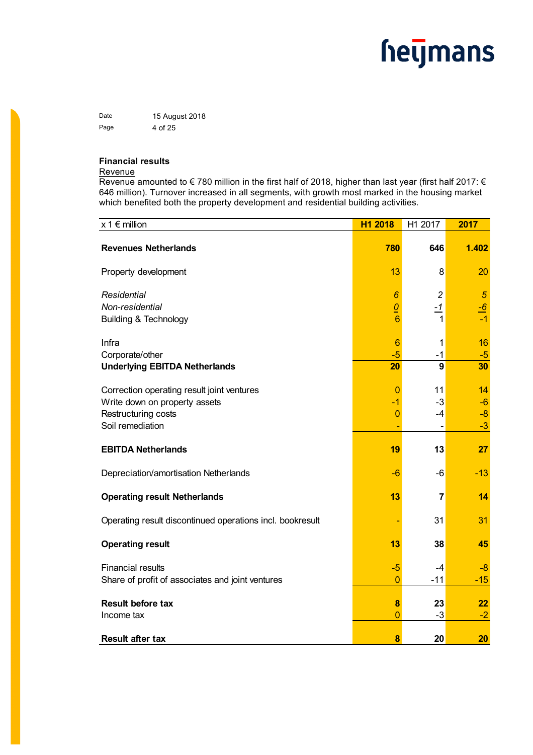**Financial results**

Revenue

Revenue amounted to € 780 million in the first half of 2018, higher than last year (first half 2017: € 646 million). Turnover increased in all segments, with growth most marked in the housing market which benefited both the property development and residential building activities.

| x 1 € million | H1 2018 | H1 2017 | 2017 |
|---|---|---|---|
| **Revenues Netherlands** | **780** | **646** | **1.402** |
| Property development | 13 | 8 | 20 |
| *Residential* | *6* | *2* | *5* |
| *Non-residential* | *0* | *-1* | *-6* |
| Building & Technology | 6 | 1 | -1 |
| Infra | 6 | 1 | 16 |
| Corporate/other | -5 | -1 | -5 |
| **Underlying EBITDA Netherlands** | **20** | **9** | **30** |
| Correction operating result joint ventures | 0 | 11 | 14 |
| Write down on property assets | -1 | -3 | -6 |
| Restructuring costs | 0 | -4 | -8 |
| Soil remediation | - | - | -3 |
| **EBITDA Netherlands** | **19** | **13** | **27** |
| Depreciation/amortisation Netherlands | -6 | -6 | -13 |
| **Operating result Netherlands** | **13** | **7** | **14** |
| Operating result discontinued operations incl. bookresult | - | 31 | 31 |
| **Operating result** | **13** | **38** | **45** |
| Financial results | -5 | -4 | -8 |
| Share of profit of associates and joint ventures | 0 | -11 | -15 |
| **Result before tax** | **8** | **23** | **22** |
| Income tax | 0 | -3 | -2 |
| **Result after tax** | **8** | **20** | **20** |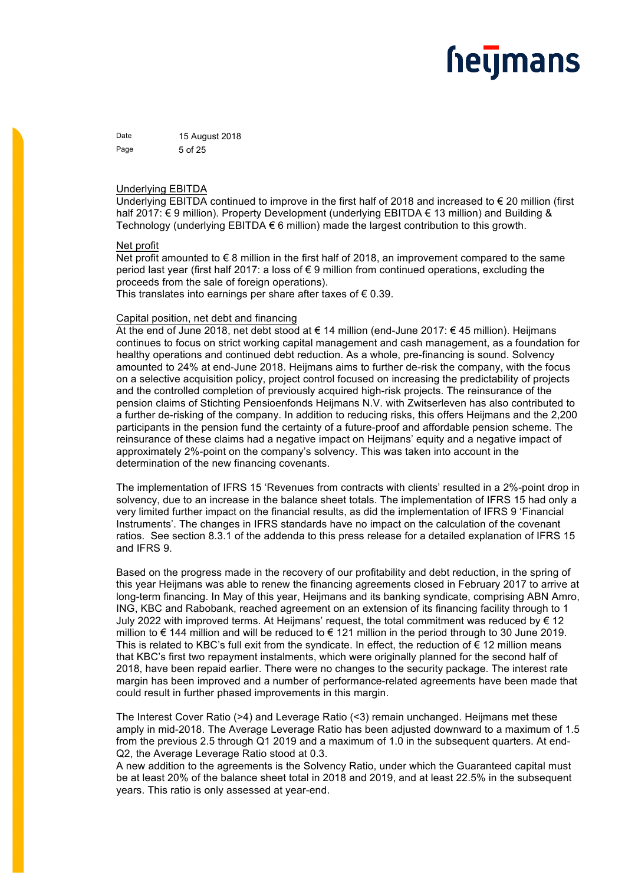### Underlying EBITDA

Underlying EBITDA continued to improve in the first half of 2018 and increased to € 20 million (first half 2017: € 9 million). Property Development (underlying EBITDA € 13 million) and Building & Technology (underlying EBITDA € 6 million) made the largest contribution to this growth.

### Net profit

Net profit amounted to € 8 million in the first half of 2018, an improvement compared to the same period last year (first half 2017: a loss of € 9 million from continued operations, excluding the proceeds from the sale of foreign operations).
This translates into earnings per share after taxes of € 0.39.

### Capital position, net debt and financing

At the end of June 2018, net debt stood at € 14 million (end-June 2017: € 45 million). Heijmans continues to focus on strict working capital management and cash management, as a foundation for healthy operations and continued debt reduction. As a whole, pre-financing is sound. Solvency amounted to 24% at end-June 2018. Heijmans aims to further de-risk the company, with the focus on a selective acquisition policy, project control focused on increasing the predictability of projects and the controlled completion of previously acquired high-risk projects. The reinsurance of the pension claims of Stichting Pensioenfonds Heijmans N.V. with Zwitserleven has also contributed to a further de-risking of the company. In addition to reducing risks, this offers Heijmans and the 2,200 participants in the pension fund the certainty of a future-proof and affordable pension scheme. The reinsurance of these claims had a negative impact on Heijmans' equity and a negative impact of approximately 2%-point on the company's solvency. This was taken into account in the determination of the new financing covenants.

The implementation of IFRS 15 'Revenues from contracts with clients' resulted in a 2%-point drop in solvency, due to an increase in the balance sheet totals. The implementation of IFRS 15 had only a very limited further impact on the financial results, as did the implementation of IFRS 9 'Financial Instruments'. The changes in IFRS standards have no impact on the calculation of the covenant ratios. See section 8.3.1 of the addenda to this press release for a detailed explanation of IFRS 15 and IFRS 9.

Based on the progress made in the recovery of our profitability and debt reduction, in the spring of this year Heijmans was able to renew the financing agreements closed in February 2017 to arrive at long-term financing. In May of this year, Heijmans and its banking syndicate, comprising ABN Amro, ING, KBC and Rabobank, reached agreement on an extension of its financing facility through to 1 July 2022 with improved terms. At Heijmans' request, the total commitment was reduced by € 12 million to € 144 million and will be reduced to € 121 million in the period through to 30 June 2019. This is related to KBC's full exit from the syndicate. In effect, the reduction of € 12 million means that KBC's first two repayment instalments, which were originally planned for the second half of 2018, have been repaid earlier. There were no changes to the security package. The interest rate margin has been improved and a number of performance-related agreements have been made that could result in further phased improvements in this margin.

The Interest Cover Ratio (>4) and Leverage Ratio (<3) remain unchanged. Heijmans met these amply in mid-2018. The Average Leverage Ratio has been adjusted downward to a maximum of 1.5 from the previous 2.5 through Q1 2019 and a maximum of 1.0 in the subsequent quarters. At end-Q2, the Average Leverage Ratio stood at 0.3.
A new addition to the agreements is the Solvency Ratio, under which the Guaranteed capital must be at least 20% of the balance sheet total in 2018 and 2019, and at least 22.5% in the subsequent years. This ratio is only assessed at year-end.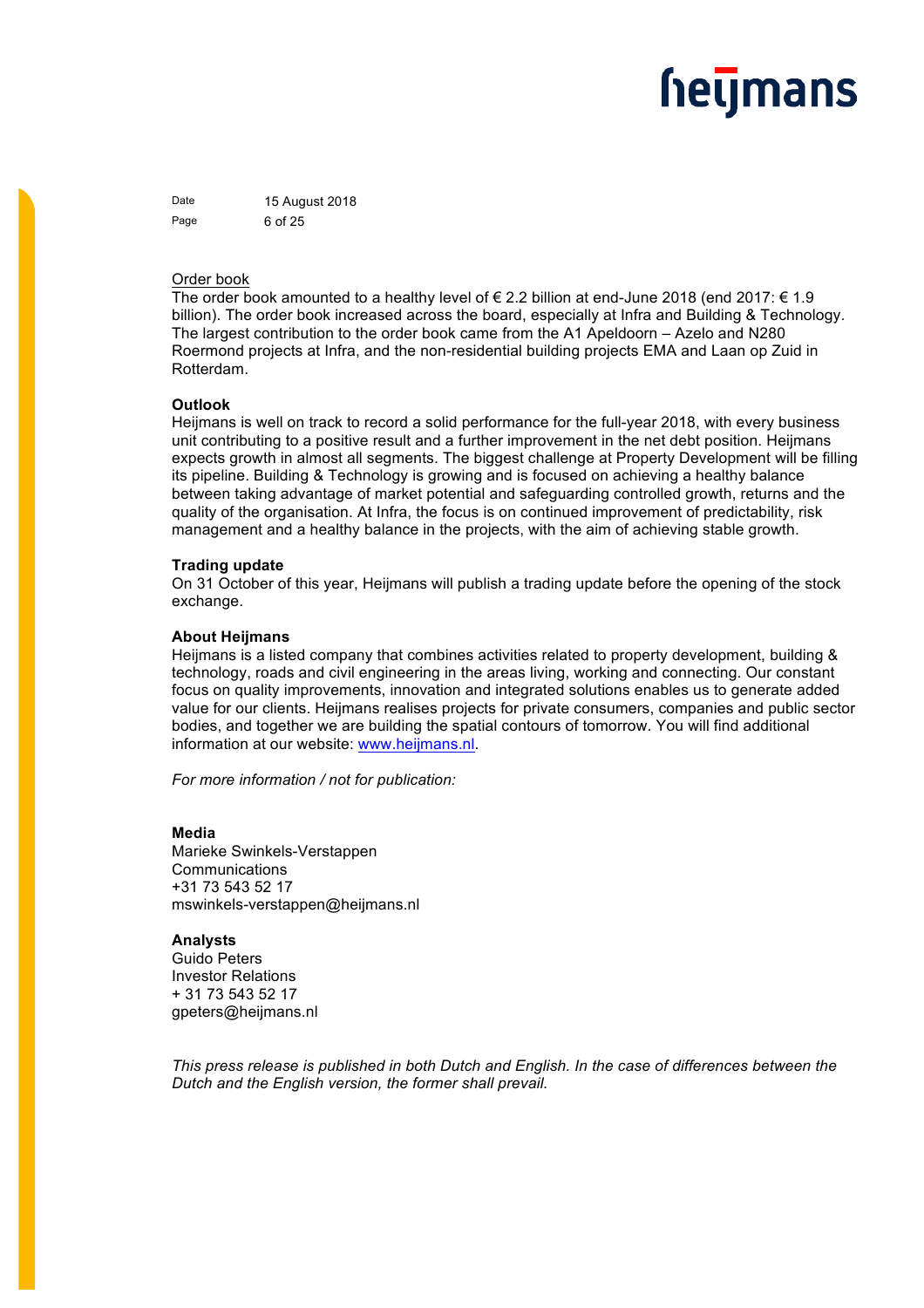Order book

The order book amounted to a healthy level of € 2.2 billion at end-June 2018 (end 2017: € 1.9 billion). The order book increased across the board, especially at Infra and Building & Technology. The largest contribution to the order book came from the A1 Apeldoorn – Azelo and N280 Roermond projects at Infra, and the non-residential building projects EMA and Laan op Zuid in Rotterdam.

**Outlook**

Heijmans is well on track to record a solid performance for the full-year 2018, with every business unit contributing to a positive result and a further improvement in the net debt position. Heijmans expects growth in almost all segments. The biggest challenge at Property Development will be filling its pipeline. Building & Technology is growing and is focused on achieving a healthy balance between taking advantage of market potential and safeguarding controlled growth, returns and the quality of the organisation. At Infra, the focus is on continued improvement of predictability, risk management and a healthy balance in the projects, with the aim of achieving stable growth.

**Trading update**

On 31 October of this year, Heijmans will publish a trading update before the opening of the stock exchange.

**About Heijmans**

Heijmans is a listed company that combines activities related to property development, building & technology, roads and civil engineering in the areas living, working and connecting. Our constant focus on quality improvements, innovation and integrated solutions enables us to generate added value for our clients. Heijmans realises projects for private consumers, companies and public sector bodies, and together we are building the spatial contours of tomorrow. You will find additional information at our website: www.heijmans.nl.

*For more information / not for publication:*

**Media**

Marieke Swinkels-Verstappen
Communications
+31 73 543 52 17
mswinkels-verstappen@heijmans.nl

**Analysts**

Guido Peters
Investor Relations
+ 31 73 543 52 17
gpeters@heijmans.nl

*This press release is published in both Dutch and English. In the case of differences between the Dutch and the English version, the former shall prevail.*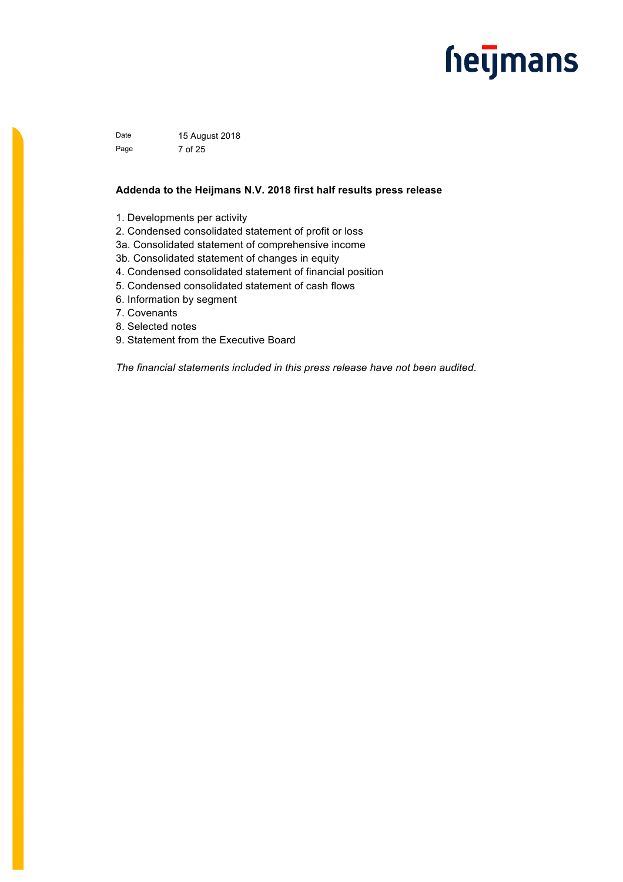Date 15 August 2018

**Addenda to the Heijmans N.V. 2018 first half results press release**

1. Developments per activity
2. Condensed consolidated statement of profit or loss

3a. Consolidated statement of comprehensive income

3b. Consolidated statement of changes in equity

4. Condensed consolidated statement of financial position
5. Condensed consolidated statement of cash flows
6. Information by segment
7. Covenants
8. Selected notes
9. Statement from the Executive Board

*The financial statements included in this press release have not been audited.*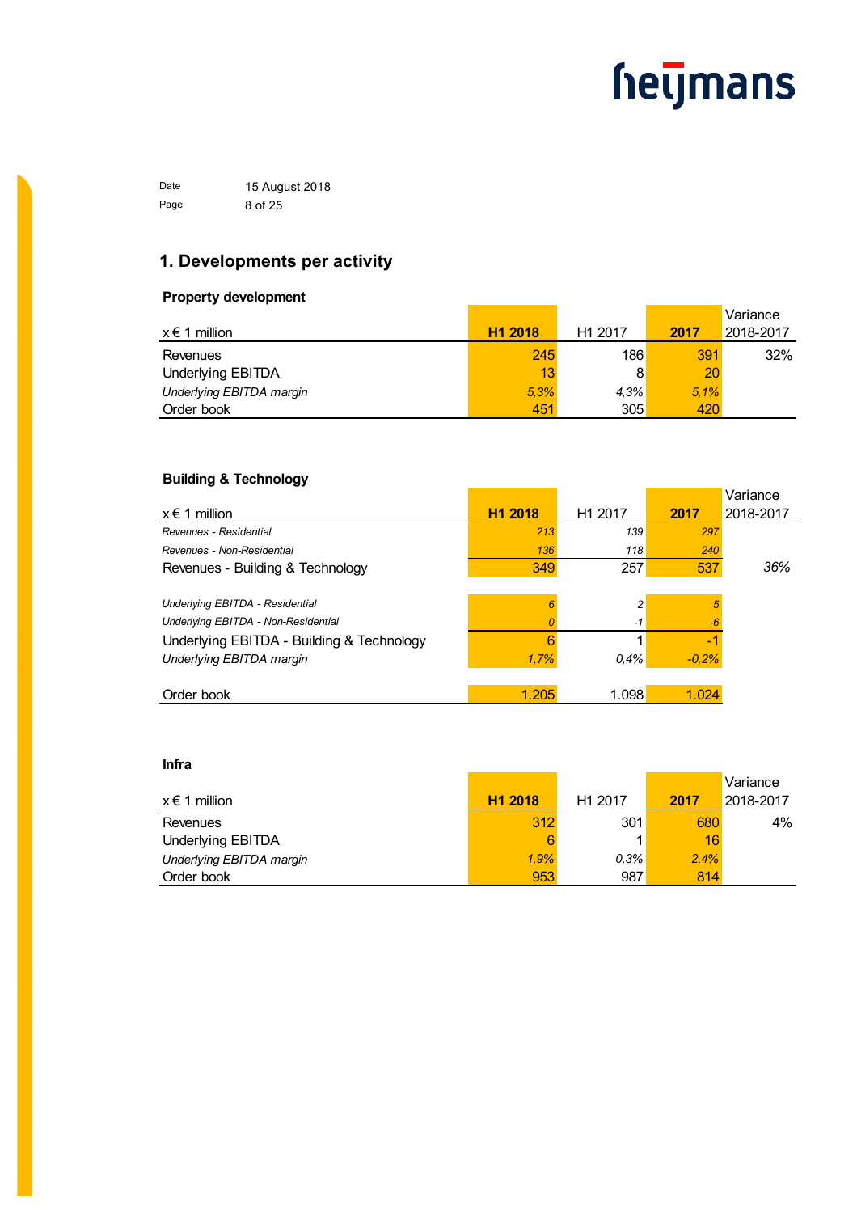## 1. Developments per activity

### Property development

| x € 1 million | **H1 2018** | H1 2017 | **2017** | Variance 2018-2017 |
|---|---|---|---|---|
| Revenues | 245 | 186 | 391 | 32% |
| Underlying EBITDA | 13 | 8 | 20 | |
| *Underlying EBITDA margin* | *5,3%* | *4,3%* | *5,1%* | |
| Order book | 451 | 305 | 420 | |

### Building & Technology

| x € 1 million | **H1 2018** | H1 2017 | **2017** | Variance 2018-2017 |
|---|---|---|---|---|
| *Revenues - Residential* | *213* | *139* | *297* | |
| *Revenues - Non-Residential* | *136* | *118* | *240* | |
| Revenues - Building & Technology | 349 | 257 | 537 | *36%* |
| | | | | |
| *Underlying EBITDA - Residential* | *6* | *2* | *5* | |
| *Underlying EBITDA - Non-Residential* | *0* | *-1* | *-6* | |
| Underlying EBITDA - Building & Technology | 6 | 1 | -1 | |
| *Underlying EBITDA margin* | *1,7%* | *0,4%* | *-0,2%* | |
| | | | | |
| Order book | 1.205 | 1.098 | 1.024 | |

### Infra

| x € 1 million | **H1 2018** | H1 2017 | **2017** | Variance 2018-2017 |
|---|---|---|---|---|
| Revenues | 312 | 301 | 680 | 4% |
| Underlying EBITDA | 6 | 1 | 16 | |
| *Underlying EBITDA margin* | *1,9%* | *0,3%* | *2,4%* | |
| Order book | 953 | 987 | 814 | |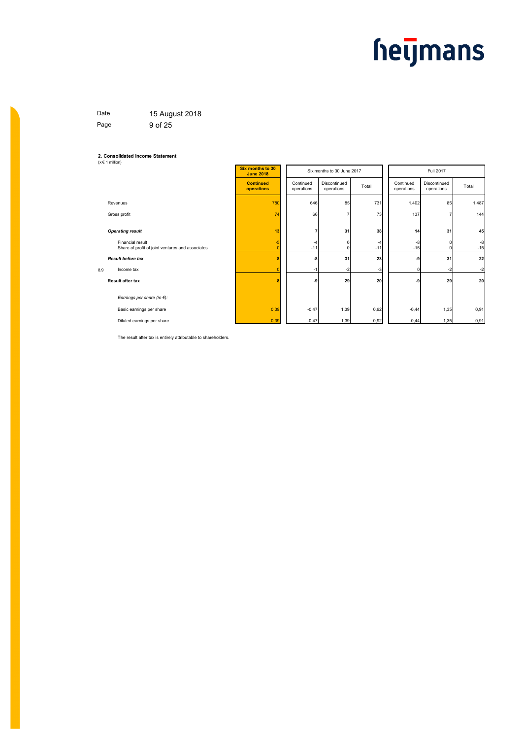Date 15 August 2018

## 2. Consolidated Income Statement

(x € 1 million)

| | | Six months to 30 June 2018 | Six months to 30 June 2017 | | | Full 2017 | | |
|---|---|---|---|---|---|---|---|---|
| | | **Continued operations** | Continued operations | Discontinued operations | Total | Continued operations | Discontinued operations | Total |
| | Revenues | 780 | 646 | 85 | 731 | 1.402 | 85 | 1.487 |
| | Gross profit | 74 | 66 | 7 | 73 | 137 | 7 | 144 |
| | ***Operating result*** | **13** | **7** | **31** | **38** | **14** | **31** | **45** |
| | Financial result | -5 | -4 | 0 | -4 | -8 | 0 | -8 |
| | Share of profit of joint ventures and associates | 0 | -11 | 0 | -11 | -15 | 0 | -15 |
| | ***Result before tax*** | **8** | **-8** | **31** | **23** | **-9** | **31** | **22** |
| 8.9 | Income tax | 0 | -1 | -2 | -3 | 0 | -2 | -2 |
| | **Result after tax** | **8** | **-9** | **29** | **20** | **-9** | **29** | **20** |
| | *Earnings per share (in €):* | | | | | | | |
| | Basic earnings per share | 0,39 | -0,47 | 1,39 | 0,92 | -0,44 | 1,35 | 0,91 |
| | Diluted earnings per share | 0,39 | -0,47 | 1,39 | 0,92 | -0,44 | 1,35 | 0,91 |

The result after tax is entirely attributable to shareholders.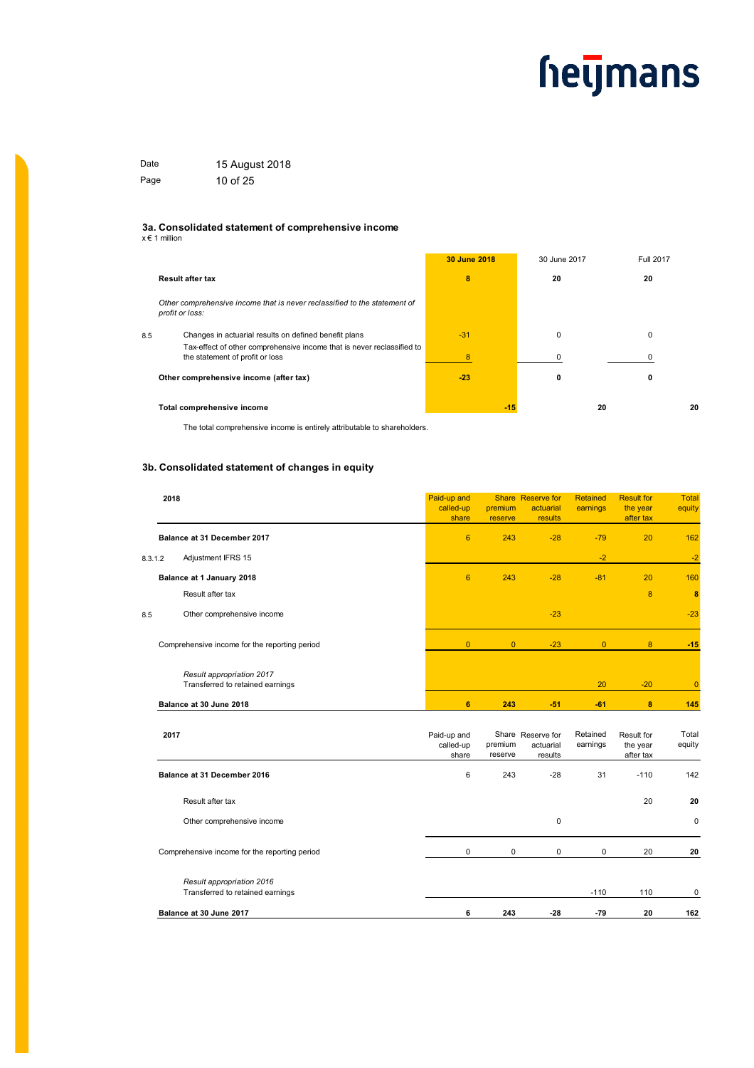Date 15 August 2018

### 3a. Consolidated statement of comprehensive income

x € 1 million

| | | 30 June 2018 | 30 June 2017 | Full 2017 |
|---|---|---|---|---|
| | **Result after tax** | **8** | **20** | **20** |
| | *Other comprehensive income that is never reclassified to the statement of profit or loss:* | | | |
| 8.5 | Changes in actuarial results on defined benefit plans | -31 | 0 | 0 |
| | Tax-effect of other comprehensive income that is never reclassified to the statement of profit or loss | 8 | 0 | 0 |
| | **Other comprehensive income (after tax)** | **-23** | **0** | **0** |
| | **Total comprehensive income** | **-15** | **20** | **20** |

The total comprehensive income is entirely attributable to shareholders.

### 3b. Consolidated statement of changes in equity

| | 2018 | Paid-up and called-up share | Share premium reserve | Reserve for actuarial results | Retained earnings | Result for the year after tax | Total equity |
|---|---|---|---|---|---|---|---|
| | **Balance at 31 December 2017** | 6 | 243 | -28 | -79 | 20 | 162 |
| 8.3.1.2 | Adjustment IFRS 15 | | | | -2 | | -2 |
| | **Balance at 1 January 2018** | 6 | 243 | -28 | -81 | 20 | 160 |
| | Result after tax | | | | | 8 | **8** |
| 8.5 | Other comprehensive income | | | -23 | | | -23 |
| | Comprehensive income for the reporting period | 0 | 0 | -23 | 0 | 8 | **-15** |
| | *Result appropriation 2017* | | | | | | |
| | Transferred to retained earnings | | | | 20 | -20 | 0 |
| | **Balance at 30 June 2018** | **6** | **243** | **-51** | **-61** | **8** | **145** |

| | 2017 | Paid-up and called-up share | Share premium reserve | Reserve for actuarial results | Retained earnings | Result for the year after tax | Total equity |
|---|---|---|---|---|---|---|---|
| | **Balance at 31 December 2016** | 6 | 243 | -28 | 31 | -110 | 142 |
| | Result after tax | | | | | 20 | **20** |
| | Other comprehensive income | | | 0 | | | 0 |
| | Comprehensive income for the reporting period | 0 | 0 | 0 | 0 | 20 | **20** |
| | *Result appropriation 2016* | | | | | | |
| | Transferred to retained earnings | | | | -110 | 110 | 0 |
| | **Balance at 30 June 2017** | **6** | **243** | **-28** | **-79** | **20** | **162** |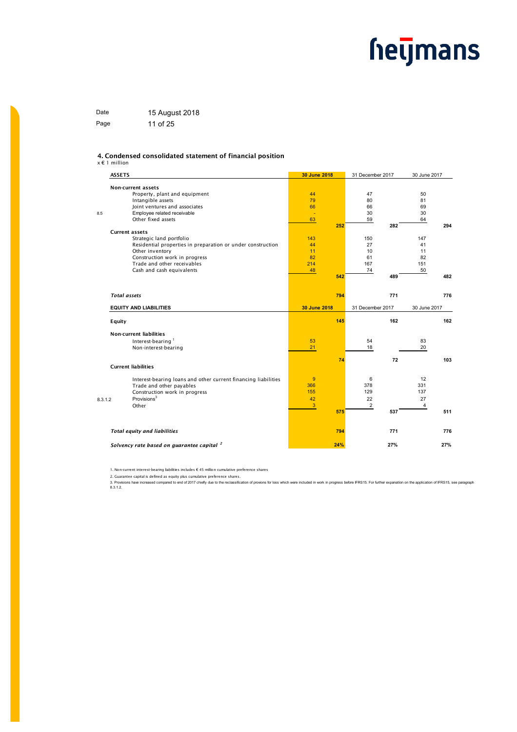Date 15 August 2018

## 4. Condensed consolidated statement of financial position

x € 1 million

| | ASSETS | 30 June 2018 | | 31 December 2017 | | 30 June 2017 | |
|---|---|---|---|---|---|---|---|
| | **Non-current assets** | | | | | | |
| | Property, plant and equipment | 44 | | 47 | | 50 | |
| | Intangible assets | 79 | | 80 | | 81 | |
| | Joint ventures and associates | 66 | | 66 | | 69 | |
| 8.5 | Employee related receivable | - | | 30 | | 30 | |
| | Other fixed assets | 63 | | 59 | | 64 | |
| | | | 252 | | 282 | | 294 |
| | **Current assets** | | | | | | |
| | Strategic land portfolio | 143 | | 150 | | 147 | |
| | Residential properties in preparation or under construction | 44 | | 27 | | 41 | |
| | Other inventory | 11 | | 10 | | 11 | |
| | Construction work in progress | 82 | | 61 | | 82 | |
| | Trade and other receivables | 214 | | 167 | | 151 | |
| | Cash and cash equivalents | 48 | | 74 | | 50 | |
| | | | 542 | | 489 | | 482 |
| | ***Total assets*** | | **794** | | **771** | | **776** |

| | EQUITY AND LIABILITIES | 30 June 2018 | | 31 December 2017 | | 30 June 2017 | |
|---|---|---|---|---|---|---|---|
| | **Equity** | | 145 | | 162 | | 162 |
| | **Non-current liabilities** | | | | | | |
| | Interest-bearing [1] | 53 | | 54 | | 83 | |
| | Non-interest-bearing | 21 | | 18 | | 20 | |
| | | | 74 | | 72 | | 103 |
| | **Current liabilities** | | | | | | |
| | Interest-bearing loans and other current financing liabilities | 9 | | 6 | | 12 | |
| | Trade and other payables | 366 | | 378 | | 331 | |
| | Construction work in progress | 155 | | 129 | | 137 | |
| 8.3.1.2 | Provisions [3] | 42 | | 22 | | 27 | |
| | Other | 3 | | 2 | | 4 | |
| | | | 575 | | 537 | | 511 |
| | ***Total equity and liabilities*** | | **794** | | **771** | | **776** |
| | ***Solvency rate based on guarantee capital [2]*** | | **24%** | | **27%** | | **27%** |

1. Non-current interest-bearing liabilities includes € 45 million cumulative preference shares

2. Guarantee capital is defined as equity plus cumulative preference shares.

3. Provisions have increased compared to end of 2017 chiefly due to the reclassification of provions for loss which were included in work in progress before IFRS15. For further expanation on the application of IFRS15, see paragraph 8.3.1.2.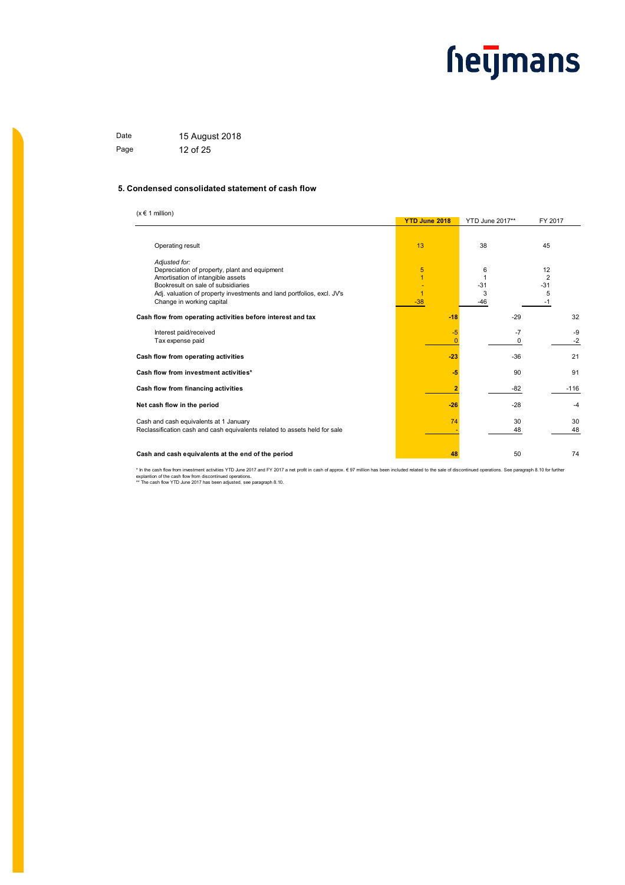## 5. Condensed consolidated statement of cash flow

| (x € 1 million) | YTD June 2018 | YTD June 2017** | FY 2017 |
|---|---|---|---|
| Operating result | 13 | 38 | 45 |
| *Adjusted for:* | | | |
| Depreciation of property, plant and equipment | 5 | 6 | 12 |
| Amortisation of intangible assets | 1 | 1 | 2 |
| Bookresult on sale of subsidiaries | - | -31 | -31 |
| Adj. valuation of property investments and land portfolios, excl. JV's | 1 | 3 | 5 |
| Change in working capital | -38 | -46 | -1 |
| **Cash flow from operating activities before interest and tax** | **-18** | -29 | 32 |
| Interest paid/received | -5 | -7 | -9 |
| Tax expense paid | 0 | 0 | -2 |
| **Cash flow from operating activities** | **-23** | -36 | 21 |
| **Cash flow from investment activities*** | **-5** | 90 | 91 |
| **Cash flow from financing activities** | **2** | -82 | -116 |
| **Net cash flow in the period** | **-26** | -28 | -4 |
| Cash and cash equivalents at 1 January | 74 | 30 | 30 |
| Reclassification cash and cash equivalents related to assets held for sale | - | 48 | 48 |
| **Cash and cash equivalents at the end of the period** | **48** | 50 | 74 |

* In the cash flow from investment activities YTD June 2017 and FY 2017 a net profit in cash of approx. € 97 million has been included related to the sale of discontinued operations. See paragraph 8.10 for further explantion of the cash flow from discontinued operations.
** The cash flow YTD June 2017 has been adjusted, see paragraph 8.10.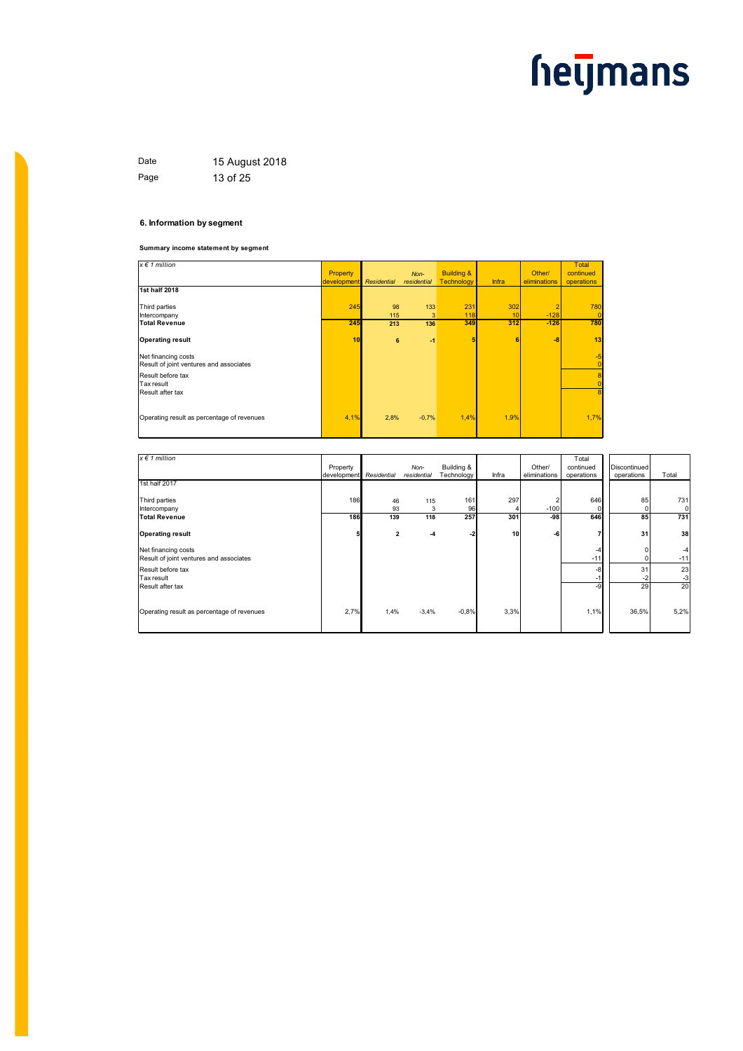Date 15 August 2018

## 6. Information by segment

**Summary income statement by segment**

| *x € 1 million* | Property development | *Residential* | *Non-residential* | Building & Technology | Infra | Other/ eliminations | Total continued operations |
|---|---|---|---|---|---|---|---|
| **1st half 2018** | | | | | | | |
| Third parties | 245 | 98 | 133 | 231 | 302 | 2 | 780 |
| Intercompany | | 115 | 3 | 118 | 10 | -128 | 0 |
| **Total Revenue** | **245** | **213** | **136** | **349** | **312** | **-126** | **780** |
| **Operating result** | **10** | **6** | **-1** | **5** | **6** | **-8** | **13** |
| Net financing costs | | | | | | | -5 |
| Result of joint ventures and associates | | | | | | | 0 |
| Result before tax | | | | | | | 8 |
| Tax result | | | | | | | 0 |
| Result after tax | | | | | | | 8 |
| Operating result as percentage of revenues | 4,1% | 2,8% | -0,7% | 1,4% | 1,9% | | 1,7% |

| *x € 1 million* | Property development | *Residential* | *Non-residential* | Building & Technology | Infra | Other/ eliminations | Total continued operations | Discontinued operations | Total |
|---|---|---|---|---|---|---|---|---|---|
| 1st half 2017 | | | | | | | | | |
| Third parties | 186 | 46 | 115 | 161 | 297 | 2 | 646 | 85 | 731 |
| Intercompany | | 93 | 3 | 96 | 4 | -100 | 0 | 0 | 0 |
| **Total Revenue** | **186** | **139** | **118** | **257** | **301** | **-98** | **646** | **85** | **731** |
| **Operating result** | **5** | **2** | **-4** | **-2** | **10** | **-6** | **7** | **31** | **38** |
| Net financing costs | | | | | | | -4 | 0 | -4 |
| Result of joint ventures and associates | | | | | | | -11 | 0 | -11 |
| Result before tax | | | | | | | -8 | 31 | 23 |
| Tax result | | | | | | | -1 | -2 | -3 |
| Result after tax | | | | | | | -9 | 29 | 20 |
| Operating result as percentage of revenues | 2,7% | 1,4% | -3,4% | -0,8% | 3,3% | | 1,1% | 36,5% | 5,2% |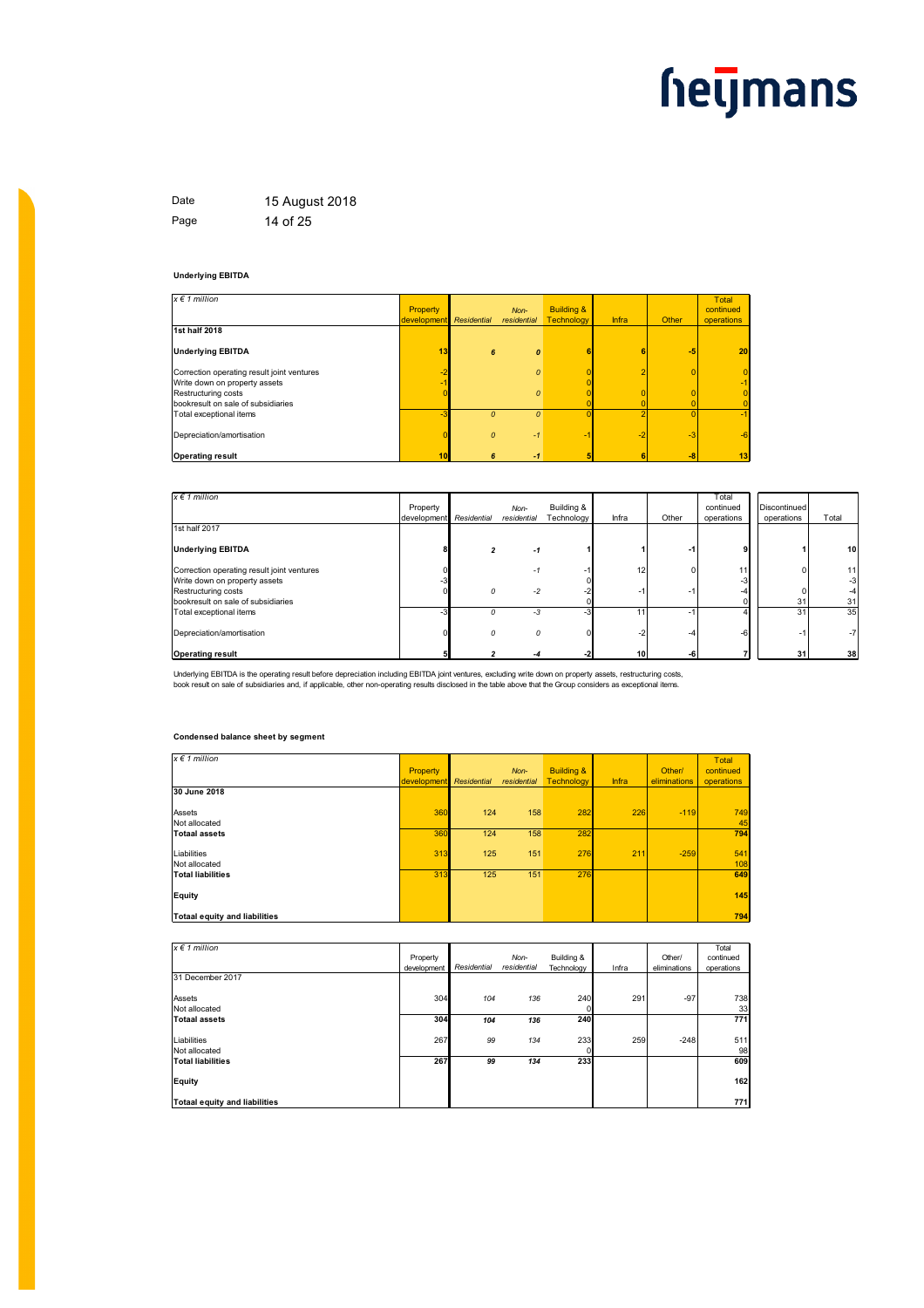**Underlying EBITDA**

| *x € 1 million* | Property development | *Residential* | *Non-residential* | Building & Technology | Infra | Other | Total continued operations |
|---|---|---|---|---|---|---|---|
| **1st half 2018** | | | | | | | |
| **Underlying EBITDA** | **13** | ***6*** | ***0*** | **6** | **6** | **-5** | **20** |
| Correction operating result joint ventures | -2 | | *0* | 0 | 2 | 0 | 0 |
| Write down on property assets | -1 | | | 0 | | | -1 |
| Restructuring costs | 0 | | *0* | 0 | 0 | 0 | 0 |
| bookresult on sale of subsidiaries | | | | 0 | 0 | 0 | 0 |
| Total exceptional items | -3 | *0* | *0* | 0 | 2 | 0 | -1 |
| Depreciation/amortisation | 0 | *0* | *-1* | -1 | -2 | -3 | -6 |
| **Operating result** | **10** | ***6*** | ***-1*** | **5** | **6** | **-8** | **13** |

| *x € 1 million* | Property development | *Residential* | *Non-residential* | Building & Technology | Infra | Other | Total continued operations | Discontinued operations | Total |
|---|---|---|---|---|---|---|---|---|---|
| 1st half 2017 | | | | | | | | | |
| **Underlying EBITDA** | **8** | ***2*** | ***-1*** | **1** | **1** | **-1** | **9** | **1** | **10** |
| Correction operating result joint ventures | 0 | | *-1* | -1 | 12 | 0 | 11 | 0 | 11 |
| Write down on property assets | -3 | | | 0 | | | -3 | | -3 |
| Restructuring costs | 0 | *0* | *-2* | -2 | -1 | -1 | -4 | 0 | -4 |
| bookresult on sale of subsidiaries | | | | 0 | | | 0 | 31 | 31 |
| Total exceptional items | -3 | *0* | *-3* | -3 | 11 | -1 | 4 | 31 | 35 |
| Depreciation/amortisation | 0 | *0* | *0* | 0 | -2 | -4 | -6 | -1 | -7 |
| **Operating result** | **5** | ***2*** | ***-4*** | **-2** | **10** | **-6** | **7** | **31** | **38** |

Underlying EBITDA is the operating result before depreciation including EBITDA joint ventures, excluding write down on property assets, restructuring costs, book result on sale of subsidiaries and, if applicable, other non-operating results disclosed in the table above that the Group considers as exceptional items.

**Condensed balance sheet by segment**

| *x € 1 million* | Property development | *Residential* | *Non-residential* | Building & Technology | Infra | Other/ eliminations | Total continued operations |
|---|---|---|---|---|---|---|---|
| **30 June 2018** | | | | | | | |
| Assets | 360 | 124 | 158 | 282 | 226 | -119 | 749 |
| Not allocated | | | | | | | 45 |
| **Totaal assets** | 360 | 124 | 158 | 282 | | | 794 |
| Liabilities | 313 | 125 | 151 | 276 | 211 | -259 | 541 |
| Not allocated | | | | | | | 108 |
| **Total liabilities** | 313 | 125 | 151 | 276 | | | 649 |
| **Equity** | | | | | | | 145 |
| **Totaal equity and liabilities** | | | | | | | 794 |

| *x € 1 million* | Property development | *Residential* | *Non-residential* | Building & Technology | Infra | Other/ eliminations | Total continued operations |
|---|---|---|---|---|---|---|---|
| 31 December 2017 | | | | | | | |
| Assets | 304 | *104* | *136* | 240 | 291 | -97 | 738 |
| Not allocated | | | | 0 | | | 33 |
| **Totaal assets** | **304** | ***104*** | ***136*** | **240** | | | **771** |
| Liabilities | 267 | *99* | *134* | 233 | 259 | -248 | 511 |
| Not allocated | | | | 0 | | | 98 |
| **Total liabilities** | **267** | ***99*** | ***134*** | **233** | | | **609** |
| **Equity** | | | | | | | **162** |
| **Totaal equity and liabilities** | | | | | | | **771** |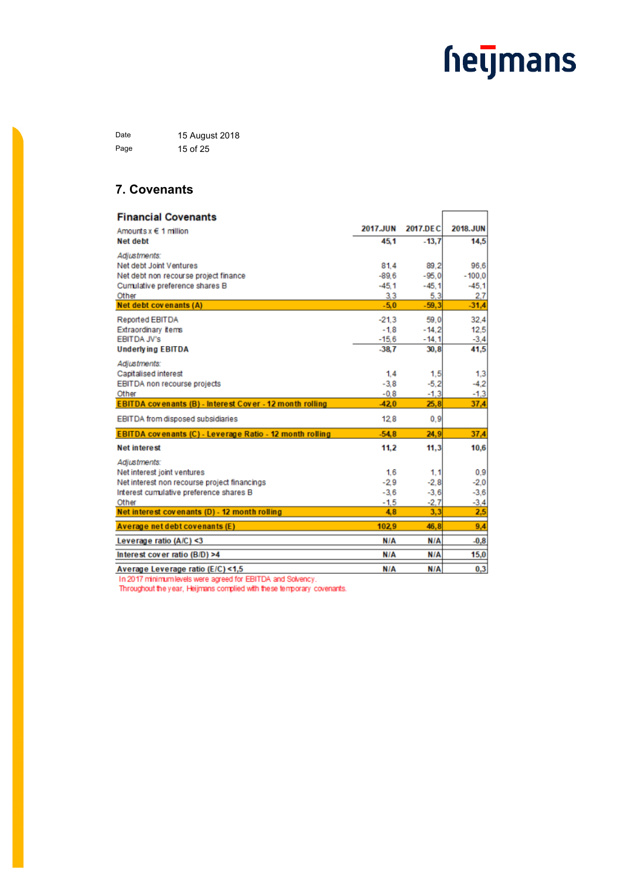Date 15 August 2018

## 7. Covenants

| Financial Covenants<br>Amounts x € 1 million | 2017.JUN | 2017.DEC | 2018.JUN |
|---|---|---|---|
| **Net debt** | **45,1** | **-13,7** | **14,5** |
| *Adjustments:* | | | |
| Net debt Joint Ventures | 81,4 | 89,2 | 96,6 |
| Net debt non recourse project finance | -89,6 | -95,0 | -100,0 |
| Cumulative preference shares B | -45,1 | -45,1 | -45,1 |
| Other | 3,3 | 5,3 | 2,7 |
| **Net debt covenants (A)** | **-5,0** | **-59,3** | **-31,4** |
| Reported EBITDA | -21,3 | 59,0 | 32,4 |
| Extraordinary items | -1,8 | -14,2 | 12,5 |
| EBITDA JV's | -15,6 | -14,1 | -3,4 |
| **Underlying EBITDA** | **-38,7** | **30,8** | **41,5** |
| *Adjustments:* | | | |
| Capitalised interest | 1,4 | 1,5 | 1,3 |
| EBITDA non recourse projects | -3,8 | -5,2 | -4,2 |
| Other | -0,8 | -1,3 | -1,3 |
| **EBITDA covenants (B) - Interest Cover - 12 month rolling** | **-42,0** | **25,8** | **37,4** |
| EBITDA from disposed subsidiaries | 12,8 | 0,9 | |
| **EBITDA covenants (C) - Leverage Ratio - 12 month rolling** | **-54,8** | **24,9** | **37,4** |
| **Net interest** | **11,2** | **11,3** | **10,6** |
| *Adjustments:* | | | |
| Net interest joint ventures | 1,6 | 1,1 | 0,9 |
| Net interest non recourse project financings | -2,9 | -2,8 | -2,0 |
| Interest cumulative preference shares B | -3,6 | -3,6 | -3,6 |
| Other | -1,5 | -2,7 | -3,4 |
| **Net interest covenants (D) - 12 month rolling** | **4,8** | **3,3** | **2,5** |
| **Average net debt covenants (E)** | **102,9** | **46,8** | **9,4** |
| **Leverage ratio (A/C) <3** | **N/A** | **N/A** | **-0,8** |
| **Interest cover ratio (B/D) >4** | **N/A** | **N/A** | **15,0** |
| **Average Leverage ratio (E/C) <1,5** | **N/A** | **N/A** | **0,3** |

In 2017 minimum levels were agreed for EBITDA and Solvency.
Throughout the year, Heijmans complied with these temporary covenants.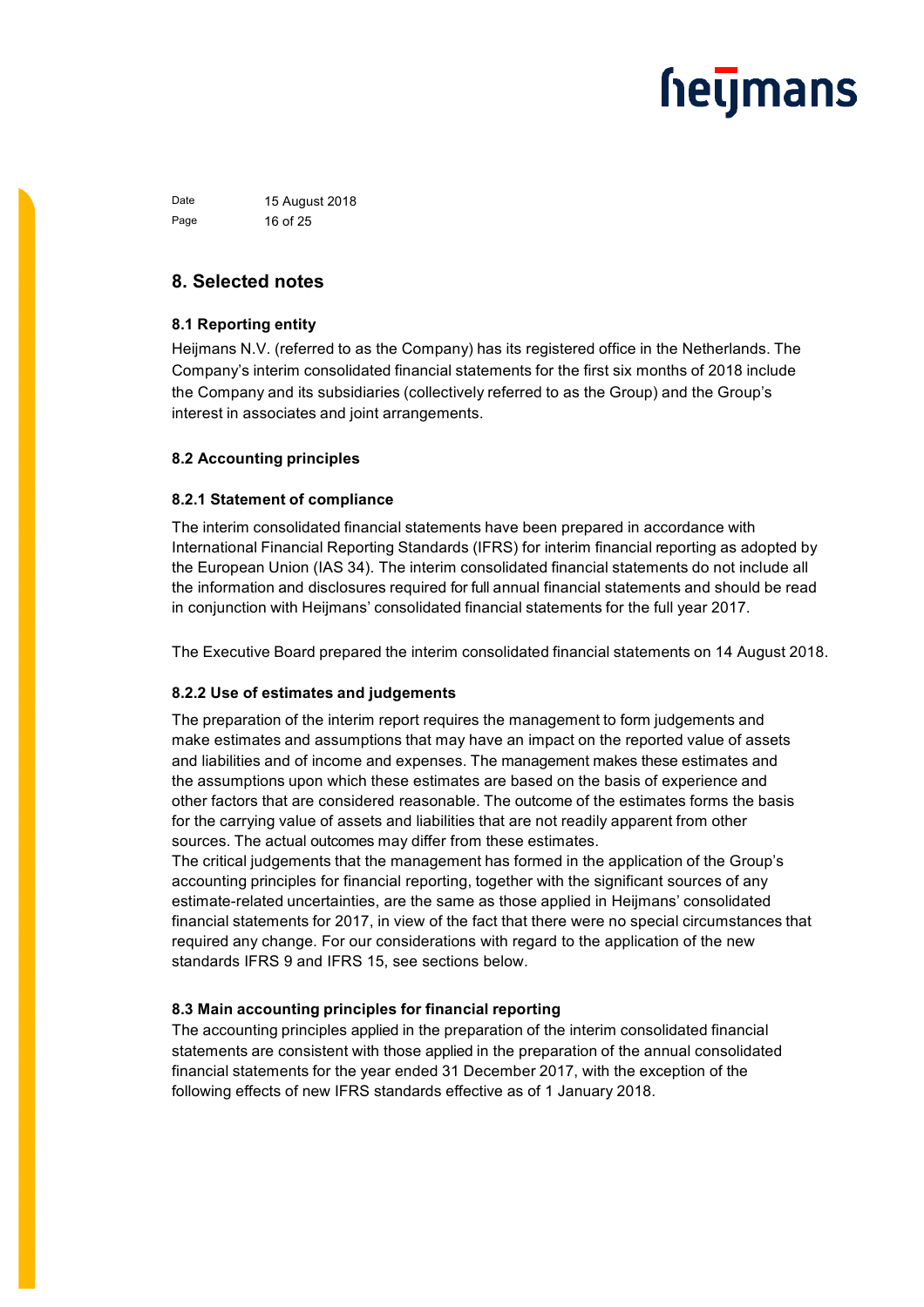## 8. Selected notes

### 8.1 Reporting entity

Heijmans N.V. (referred to as the Company) has its registered office in the Netherlands. The Company's interim consolidated financial statements for the first six months of 2018 include the Company and its subsidiaries (collectively referred to as the Group) and the Group's interest in associates and joint arrangements.

### 8.2 Accounting principles

#### 8.2.1 Statement of compliance

The interim consolidated financial statements have been prepared in accordance with International Financial Reporting Standards (IFRS) for interim financial reporting as adopted by the European Union (IAS 34). The interim consolidated financial statements do not include all the information and disclosures required for full annual financial statements and should be read in conjunction with Heijmans' consolidated financial statements for the full year 2017.

The Executive Board prepared the interim consolidated financial statements on 14 August 2018.

#### 8.2.2 Use of estimates and judgements

The preparation of the interim report requires the management to form judgements and make estimates and assumptions that may have an impact on the reported value of assets and liabilities and of income and expenses. The management makes these estimates and the assumptions upon which these estimates are based on the basis of experience and other factors that are considered reasonable. The outcome of the estimates forms the basis for the carrying value of assets and liabilities that are not readily apparent from other sources. The actual outcomes may differ from these estimates.
The critical judgements that the management has formed in the application of the Group's accounting principles for financial reporting, together with the significant sources of any estimate-related uncertainties, are the same as those applied in Heijmans' consolidated financial statements for 2017, in view of the fact that there were no special circumstances that required any change. For our considerations with regard to the application of the new standards IFRS 9 and IFRS 15, see sections below.

### 8.3 Main accounting principles for financial reporting

The accounting principles applied in the preparation of the interim consolidated financial statements are consistent with those applied in the preparation of the annual consolidated financial statements for the year ended 31 December 2017, with the exception of the following effects of new IFRS standards effective as of 1 January 2018.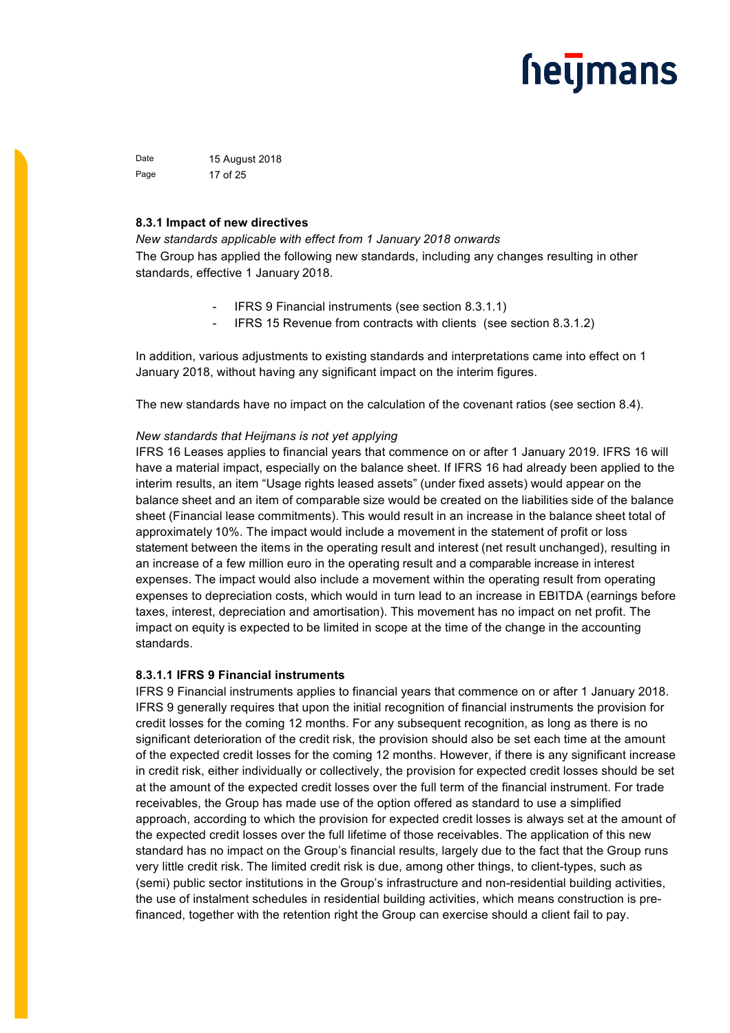### 8.3.1 Impact of new directives

*New standards applicable with effect from 1 January 2018 onwards*

The Group has applied the following new standards, including any changes resulting in other standards, effective 1 January 2018.

- IFRS 9 Financial instruments (see section 8.3.1.1)
- IFRS 15 Revenue from contracts with clients (see section 8.3.1.2)

In addition, various adjustments to existing standards and interpretations came into effect on 1 January 2018, without having any significant impact on the interim figures.

The new standards have no impact on the calculation of the covenant ratios (see section 8.4).

*New standards that Heijmans is not yet applying*

IFRS 16 Leases applies to financial years that commence on or after 1 January 2019. IFRS 16 will have a material impact, especially on the balance sheet. If IFRS 16 had already been applied to the interim results, an item “Usage rights leased assets” (under fixed assets) would appear on the balance sheet and an item of comparable size would be created on the liabilities side of the balance sheet (Financial lease commitments). This would result in an increase in the balance sheet total of approximately 10%. The impact would include a movement in the statement of profit or loss statement between the items in the operating result and interest (net result unchanged), resulting in an increase of a few million euro in the operating result and a comparable increase in interest expenses. The impact would also include a movement within the operating result from operating expenses to depreciation costs, which would in turn lead to an increase in EBITDA (earnings before taxes, interest, depreciation and amortisation). This movement has no impact on net profit. The impact on equity is expected to be limited in scope at the time of the change in the accounting standards.

#### 8.3.1.1 IFRS 9 Financial instruments

IFRS 9 Financial instruments applies to financial years that commence on or after 1 January 2018. IFRS 9 generally requires that upon the initial recognition of financial instruments the provision for credit losses for the coming 12 months. For any subsequent recognition, as long as there is no significant deterioration of the credit risk, the provision should also be set each time at the amount of the expected credit losses for the coming 12 months. However, if there is any significant increase in credit risk, either individually or collectively, the provision for expected credit losses should be set at the amount of the expected credit losses over the full term of the financial instrument. For trade receivables, the Group has made use of the option offered as standard to use a simplified approach, according to which the provision for expected credit losses is always set at the amount of the expected credit losses over the full lifetime of those receivables. The application of this new standard has no impact on the Group’s financial results, largely due to the fact that the Group runs very little credit risk. The limited credit risk is due, among other things, to client-types, such as (semi) public sector institutions in the Group’s infrastructure and non-residential building activities, the use of instalment schedules in residential building activities, which means construction is pre-financed, together with the retention right the Group can exercise should a client fail to pay.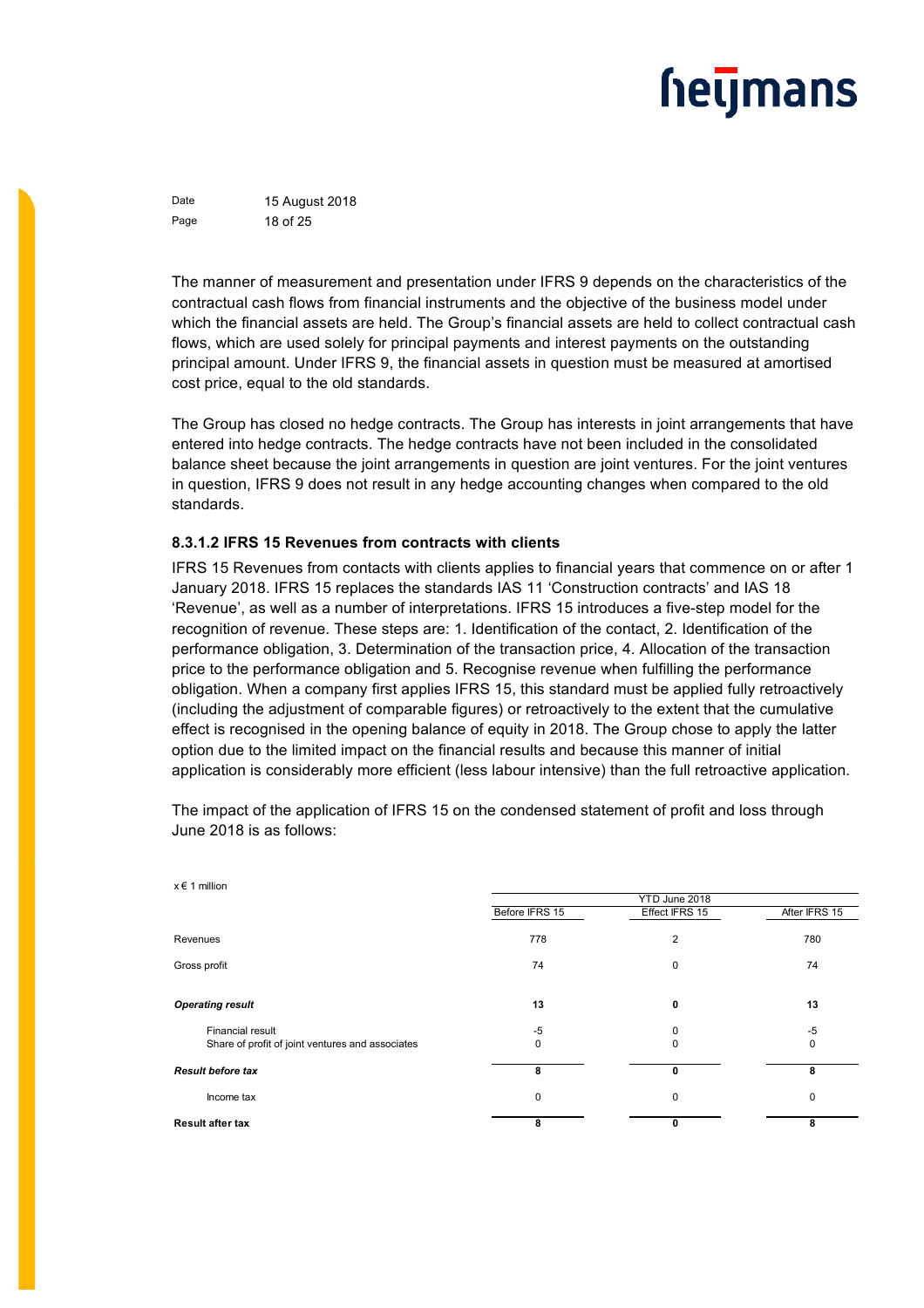The manner of measurement and presentation under IFRS 9 depends on the characteristics of the contractual cash flows from financial instruments and the objective of the business model under which the financial assets are held. The Group's financial assets are held to collect contractual cash flows, which are used solely for principal payments and interest payments on the outstanding principal amount. Under IFRS 9, the financial assets in question must be measured at amortised cost price, equal to the old standards.

The Group has closed no hedge contracts. The Group has interests in joint arrangements that have entered into hedge contracts. The hedge contracts have not been included in the consolidated balance sheet because the joint arrangements in question are joint ventures. For the joint ventures in question, IFRS 9 does not result in any hedge accounting changes when compared to the old standards.

#### 8.3.1.2 IFRS 15 Revenues from contracts with clients

IFRS 15 Revenues from contacts with clients applies to financial years that commence on or after 1 January 2018. IFRS 15 replaces the standards IAS 11 'Construction contracts' and IAS 18 'Revenue', as well as a number of interpretations. IFRS 15 introduces a five-step model for the recognition of revenue. These steps are: 1. Identification of the contact, 2. Identification of the performance obligation, 3. Determination of the transaction price, 4. Allocation of the transaction price to the performance obligation and 5. Recognise revenue when fulfilling the performance obligation. When a company first applies IFRS 15, this standard must be applied fully retroactively (including the adjustment of comparable figures) or retroactively to the extent that the cumulative effect is recognised in the opening balance of equity in 2018. The Group chose to apply the latter option due to the limited impact on the financial results and because this manner of initial application is considerably more efficient (less labour intensive) than the full retroactive application.

The impact of the application of IFRS 15 on the condensed statement of profit and loss through June 2018 is as follows:

x € 1 million

| | YTD June 2018 | | |
|---|---|---|---|
| | Before IFRS 15 | Effect IFRS 15 | After IFRS 15 |
| Revenues | 778 | 2 | 780 |
| Gross profit | 74 | 0 | 74 |
| ***Operating result*** | **13** | **0** | **13** |
| Financial result | -5 | 0 | -5 |
| Share of profit of joint ventures and associates | 0 | 0 | 0 |
| ***Result before tax*** | **8** | **0** | **8** |
| Income tax | 0 | 0 | 0 |
| **Result after tax** | **8** | **0** | **8** |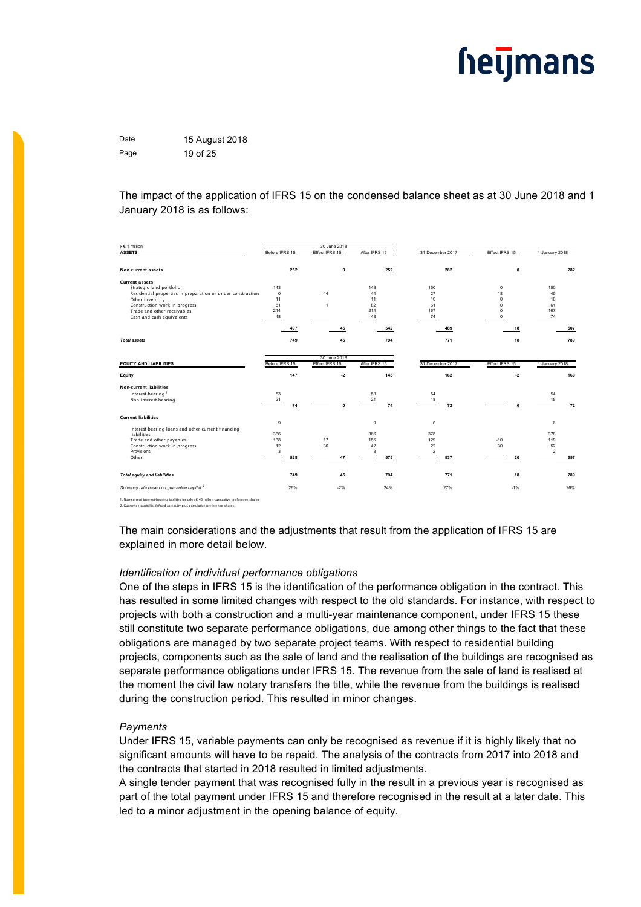The impact of the application of IFRS 15 on the condensed balance sheet as at 30 June 2018 and 1 January 2018 is as follows:

| x € 1 million | 30 June 2018 | | | | | |
|---|---|---|---|---|---|---|
| **ASSETS** | Before IFRS 15 | Effect IFRS 15 | After IFRS 15 | 31 December 2017 | Effect IFRS 15 | 1 January 2018 |
| **Non-current assets** | **252** | **0** | **252** | **282** | **0** | **282** |
| **Current assets** | | | | | | |
| Strategic land portfolio | 143 | | 143 | 150 | 0 | 150 |
| Residential properties in preparation or under construction | 0 | 44 | 44 | 27 | 18 | 45 |
| Other inventory | 11 | | 11 | 10 | 0 | 10 |
| Construction work in progress | 81 | 1 | 82 | 61 | 0 | 61 |
| Trade and other receivables | 214 | | 214 | 167 | 0 | 167 |
| Cash and cash equivalents | 48 | | 48 | 74 | 0 | 74 |
| | **497** | **45** | **542** | **489** | **18** | **507** |
| ***Total assets*** | **749** | **45** | **794** | **771** | **18** | **789** |

| | 30 June 2018 | | | | | |
|---|---|---|---|---|---|---|
| **EQUITY AND LIABILITIES** | Before IFRS 15 | Effect IFRS 15 | After IFRS 15 | 31 December 2017 | Effect IFRS 15 | 1 January 2018 |
| **Equity** | **147** | **-2** | **145** | **162** | **-2** | **160** |
| **Non-current liabilities** | | | | | | |
| Interest-bearing [1] | 53 | | 53 | 54 | | 54 |
| Non-interest-bearing | 21 | | 21 | 18 | | 18 |
| | **74** | **0** | **74** | **72** | **0** | **72** |
| **Current liabilities** | | | | | | |
| Interest-bearing loans and other current financing liabilities | 9 | | 9 | 6 | | 6 |
| Trade and other payables | 366 | | 366 | 378 | | 378 |
| Construction work in progress | 138 | 17 | 155 | 129 | -10 | 119 |
| Provisions | 12 | 30 | 42 | 22 | 30 | 52 |
| Other | 3 | | 3 | 2 | | 2 |
| | **528** | **47** | **575** | **537** | **20** | **557** |
| ***Total equity and liabilities*** | **749** | **45** | **794** | **771** | **18** | **789** |
| *Solvency rate based on guarantee capital [2]* | 26% | -2% | 24% | 27% | -1% | 26% |

1. Non-current interest-bearing liabilities includes € 45 million cumulative preference shares
2. Guarantee capital is defined as equity plus cumulative preference shares.

The main considerations and the adjustments that result from the application of IFRS 15 are explained in more detail below.

*Identification of individual performance obligations*

One of the steps in IFRS 15 is the identification of the performance obligation in the contract. This has resulted in some limited changes with respect to the old standards. For instance, with respect to projects with both a construction and a multi-year maintenance component, under IFRS 15 these still constitute two separate performance obligations, due among other things to the fact that these obligations are managed by two separate project teams. With respect to residential building projects, components such as the sale of land and the realisation of the buildings are recognised as separate performance obligations under IFRS 15. The revenue from the sale of land is realised at the moment the civil law notary transfers the title, while the revenue from the buildings is realised during the construction period. This resulted in minor changes.

*Payments*

Under IFRS 15, variable payments can only be recognised as revenue if it is highly likely that no significant amounts will have to be repaid. The analysis of the contracts from 2017 into 2018 and the contracts that started in 2018 resulted in limited adjustments.

A single tender payment that was recognised fully in the result in a previous year is recognised as part of the total payment under IFRS 15 and therefore recognised in the result at a later date. This led to a minor adjustment in the opening balance of equity.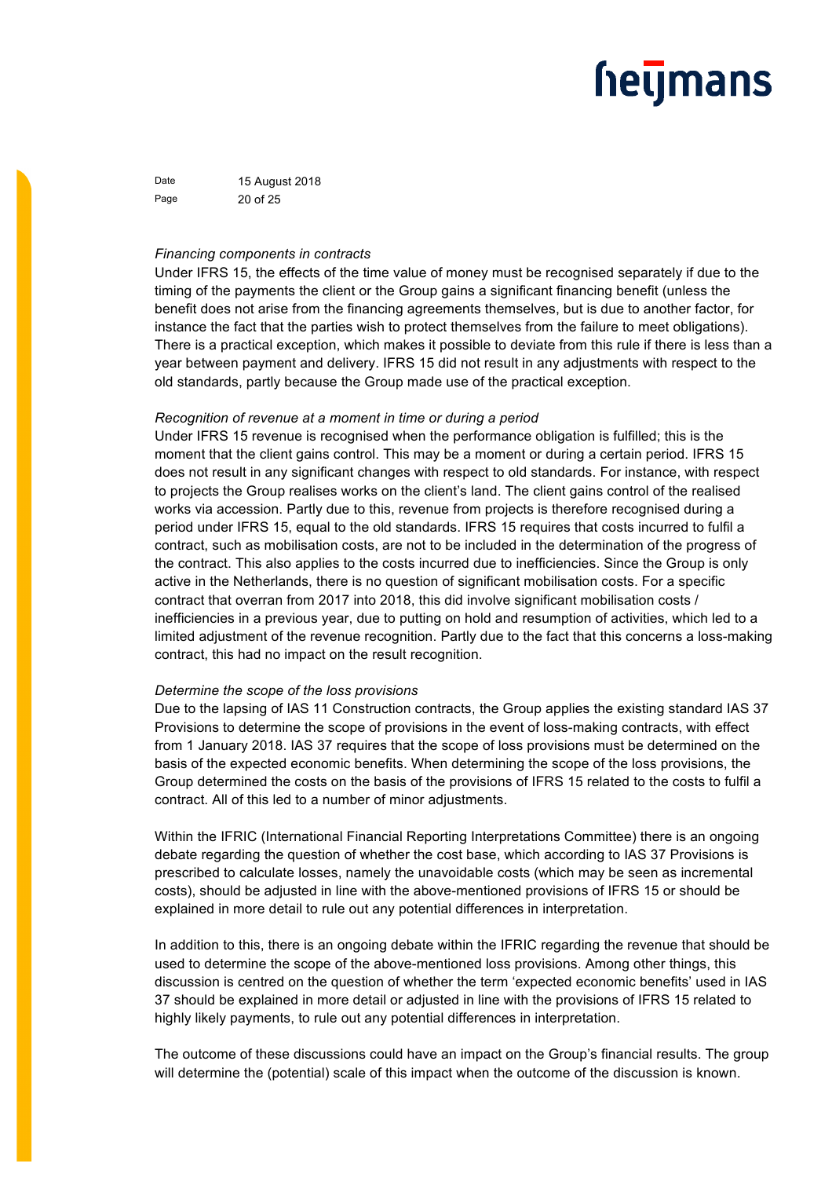*Financing components in contracts*

Under IFRS 15, the effects of the time value of money must be recognised separately if due to the timing of the payments the client or the Group gains a significant financing benefit (unless the benefit does not arise from the financing agreements themselves, but is due to another factor, for instance the fact that the parties wish to protect themselves from the failure to meet obligations). There is a practical exception, which makes it possible to deviate from this rule if there is less than a year between payment and delivery. IFRS 15 did not result in any adjustments with respect to the old standards, partly because the Group made use of the practical exception.

*Recognition of revenue at a moment in time or during a period*

Under IFRS 15 revenue is recognised when the performance obligation is fulfilled; this is the moment that the client gains control. This may be a moment or during a certain period. IFRS 15 does not result in any significant changes with respect to old standards. For instance, with respect to projects the Group realises works on the client's land. The client gains control of the realised works via accession. Partly due to this, revenue from projects is therefore recognised during a period under IFRS 15, equal to the old standards. IFRS 15 requires that costs incurred to fulfil a contract, such as mobilisation costs, are not to be included in the determination of the progress of the contract. This also applies to the costs incurred due to inefficiencies. Since the Group is only active in the Netherlands, there is no question of significant mobilisation costs. For a specific contract that overran from 2017 into 2018, this did involve significant mobilisation costs / inefficiencies in a previous year, due to putting on hold and resumption of activities, which led to a limited adjustment of the revenue recognition. Partly due to the fact that this concerns a loss-making contract, this had no impact on the result recognition.

*Determine the scope of the loss provisions*

Due to the lapsing of IAS 11 Construction contracts, the Group applies the existing standard IAS 37 Provisions to determine the scope of provisions in the event of loss-making contracts, with effect from 1 January 2018. IAS 37 requires that the scope of loss provisions must be determined on the basis of the expected economic benefits. When determining the scope of the loss provisions, the Group determined the costs on the basis of the provisions of IFRS 15 related to the costs to fulfil a contract. All of this led to a number of minor adjustments.

Within the IFRIC (International Financial Reporting Interpretations Committee) there is an ongoing debate regarding the question of whether the cost base, which according to IAS 37 Provisions is prescribed to calculate losses, namely the unavoidable costs (which may be seen as incremental costs), should be adjusted in line with the above-mentioned provisions of IFRS 15 or should be explained in more detail to rule out any potential differences in interpretation.

In addition to this, there is an ongoing debate within the IFRIC regarding the revenue that should be used to determine the scope of the above-mentioned loss provisions. Among other things, this discussion is centred on the question of whether the term 'expected economic benefits' used in IAS 37 should be explained in more detail or adjusted in line with the provisions of IFRS 15 related to highly likely payments, to rule out any potential differences in interpretation.

The outcome of these discussions could have an impact on the Group's financial results. The group will determine the (potential) scale of this impact when the outcome of the discussion is known.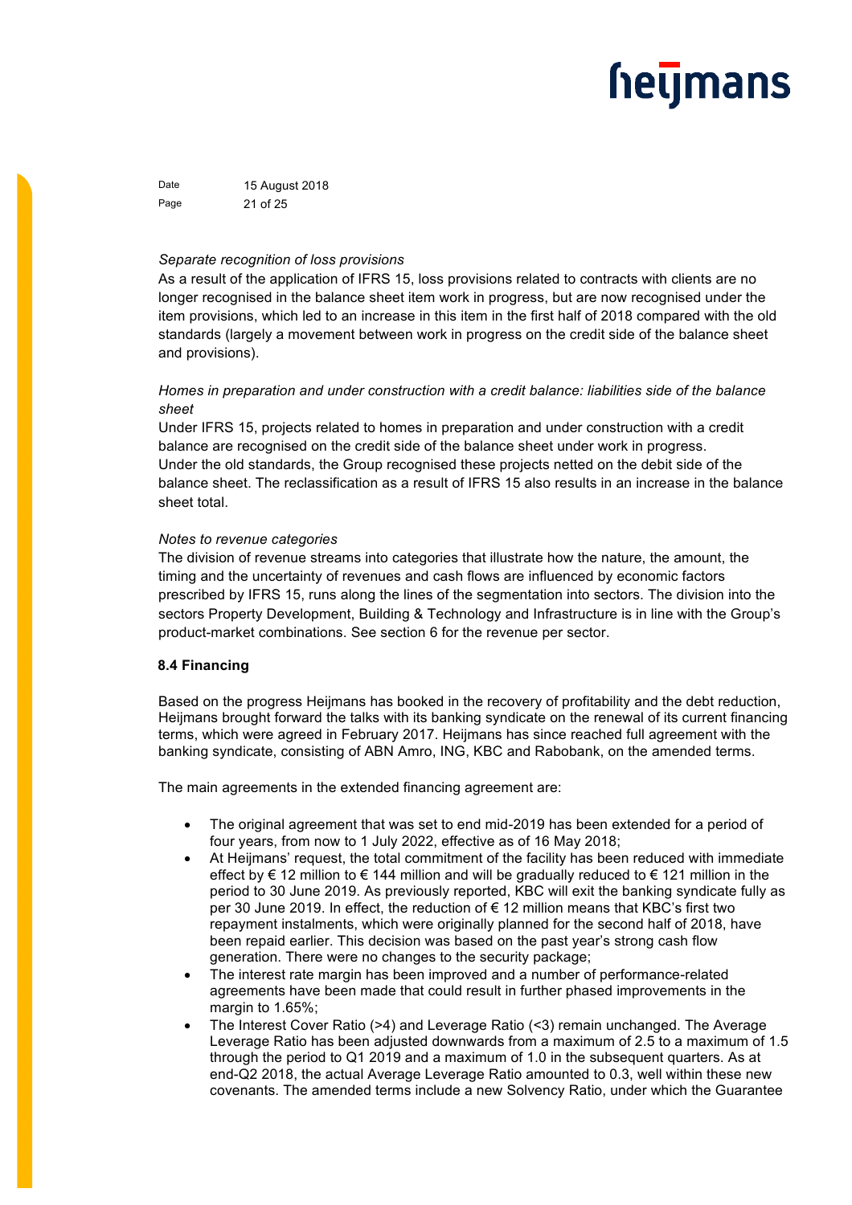*Separate recognition of loss provisions*
As a result of the application of IFRS 15, loss provisions related to contracts with clients are no longer recognised in the balance sheet item work in progress, but are now recognised under the item provisions, which led to an increase in this item in the first half of 2018 compared with the old standards (largely a movement between work in progress on the credit side of the balance sheet and provisions).

*Homes in preparation and under construction with a credit balance: liabilities side of the balance sheet*
Under IFRS 15, projects related to homes in preparation and under construction with a credit balance are recognised on the credit side of the balance sheet under work in progress.
Under the old standards, the Group recognised these projects netted on the debit side of the balance sheet. The reclassification as a result of IFRS 15 also results in an increase in the balance sheet total.

*Notes to revenue categories*
The division of revenue streams into categories that illustrate how the nature, the amount, the timing and the uncertainty of revenues and cash flows are influenced by economic factors prescribed by IFRS 15, runs along the lines of the segmentation into sectors. The division into the sectors Property Development, Building & Technology and Infrastructure is in line with the Group's product-market combinations. See section 6 for the revenue per sector.

**8.4 Financing**

Based on the progress Heijmans has booked in the recovery of profitability and the debt reduction, Heijmans brought forward the talks with its banking syndicate on the renewal of its current financing terms, which were agreed in February 2017. Heijmans has since reached full agreement with the banking syndicate, consisting of ABN Amro, ING, KBC and Rabobank, on the amended terms.

The main agreements in the extended financing agreement are:

- The original agreement that was set to end mid-2019 has been extended for a period of four years, from now to 1 July 2022, effective as of 16 May 2018;
- At Heijmans' request, the total commitment of the facility has been reduced with immediate effect by € 12 million to € 144 million and will be gradually reduced to € 121 million in the period to 30 June 2019. As previously reported, KBC will exit the banking syndicate fully as per 30 June 2019. In effect, the reduction of € 12 million means that KBC's first two repayment instalments, which were originally planned for the second half of 2018, have been repaid earlier. This decision was based on the past year's strong cash flow generation. There were no changes to the security package;
- The interest rate margin has been improved and a number of performance-related agreements have been made that could result in further phased improvements in the margin to 1.65%;
- The Interest Cover Ratio (>4) and Leverage Ratio (<3) remain unchanged. The Average Leverage Ratio has been adjusted downwards from a maximum of 2.5 to a maximum of 1.5 through the period to Q1 2019 and a maximum of 1.0 in the subsequent quarters. As at end-Q2 2018, the actual Average Leverage Ratio amounted to 0.3, well within these new covenants. The amended terms include a new Solvency Ratio, under which the Guarantee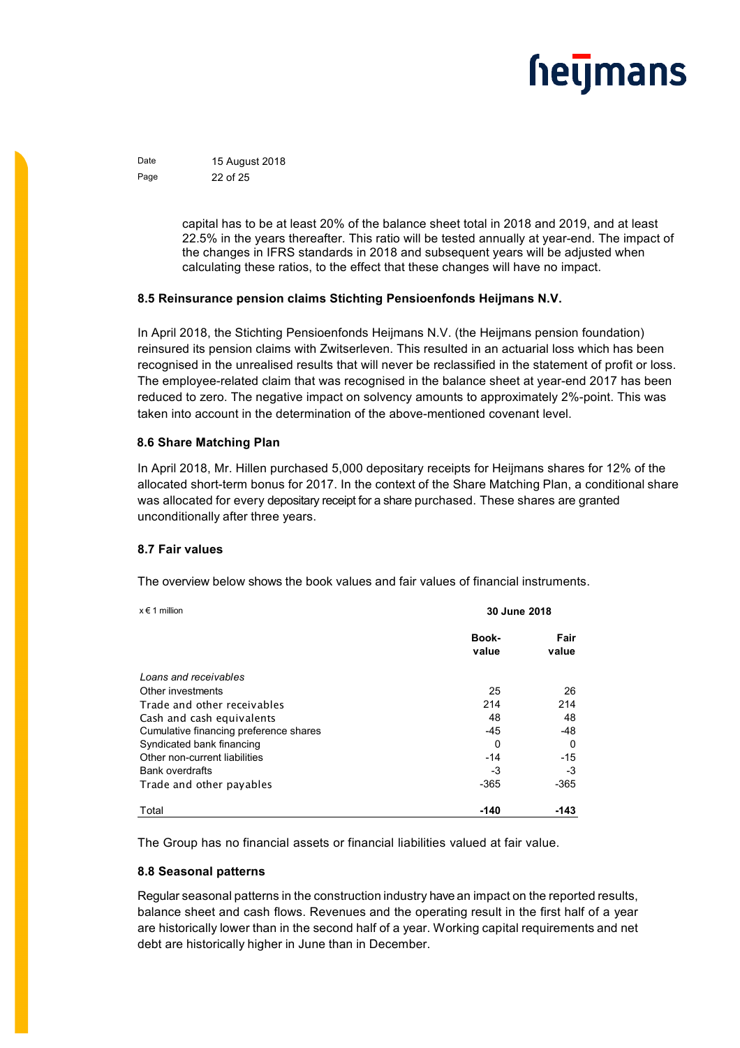capital has to be at least 20% of the balance sheet total in 2018 and 2019, and at least 22.5% in the years thereafter. This ratio will be tested annually at year-end. The impact of the changes in IFRS standards in 2018 and subsequent years will be adjusted when calculating these ratios, to the effect that these changes will have no impact.

### 8.5 Reinsurance pension claims Stichting Pensioenfonds Heijmans N.V.

In April 2018, the Stichting Pensioenfonds Heijmans N.V. (the Heijmans pension foundation) reinsured its pension claims with Zwitserleven. This resulted in an actuarial loss which has been recognised in the unrealised results that will never be reclassified in the statement of profit or loss. The employee-related claim that was recognised in the balance sheet at year-end 2017 has been reduced to zero. The negative impact on solvency amounts to approximately 2%-point. This was taken into account in the determination of the above-mentioned covenant level.

### 8.6 Share Matching Plan

In April 2018, Mr. Hillen purchased 5,000 depositary receipts for Heijmans shares for 12% of the allocated short-term bonus for 2017. In the context of the Share Matching Plan, a conditional share was allocated for every depositary receipt for a share purchased. These shares are granted unconditionally after three years.

### 8.7 Fair values

The overview below shows the book values and fair values of financial instruments.

| x € 1 million | 30 June 2018 | |
|---|---|---|
| | **Book-value** | **Fair value** |
| *Loans and receivables* | | |
| Other investments | 25 | 26 |
| Trade and other receivables | 214 | 214 |
| Cash and cash equivalents | 48 | 48 |
| Cumulative financing preference shares | -45 | -48 |
| Syndicated bank financing | 0 | 0 |
| Other non-current liabilities | -14 | -15 |
| Bank overdrafts | -3 | -3 |
| Trade and other payables | -365 | -365 |
| Total | **-140** | **-143** |

The Group has no financial assets or financial liabilities valued at fair value.

### 8.8 Seasonal patterns

Regular seasonal patterns in the construction industry have an impact on the reported results, balance sheet and cash flows. Revenues and the operating result in the first half of a year are historically lower than in the second half of a year. Working capital requirements and net debt are historically higher in June than in December.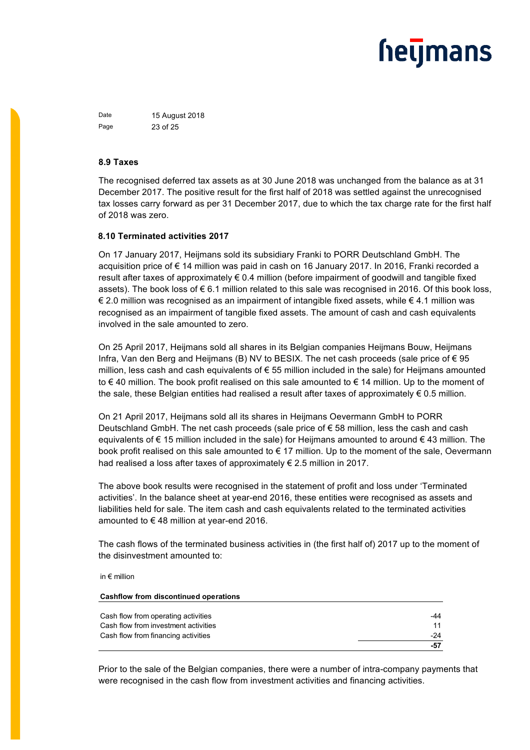### 8.9 Taxes

The recognised deferred tax assets as at 30 June 2018 was unchanged from the balance as at 31 December 2017. The positive result for the first half of 2018 was settled against the unrecognised tax losses carry forward as per 31 December 2017, due to which the tax charge rate for the first half of 2018 was zero.

### 8.10 Terminated activities 2017

On 17 January 2017, Heijmans sold its subsidiary Franki to PORR Deutschland GmbH. The acquisition price of € 14 million was paid in cash on 16 January 2017. In 2016, Franki recorded a result after taxes of approximately € 0.4 million (before impairment of goodwill and tangible fixed assets). The book loss of € 6.1 million related to this sale was recognised in 2016. Of this book loss, € 2.0 million was recognised as an impairment of intangible fixed assets, while € 4.1 million was recognised as an impairment of tangible fixed assets. The amount of cash and cash equivalents involved in the sale amounted to zero.

On 25 April 2017, Heijmans sold all shares in its Belgian companies Heijmans Bouw, Heijmans Infra, Van den Berg and Heijmans (B) NV to BESIX. The net cash proceeds (sale price of € 95 million, less cash and cash equivalents of € 55 million included in the sale) for Heijmans amounted to € 40 million. The book profit realised on this sale amounted to € 14 million. Up to the moment of the sale, these Belgian entities had realised a result after taxes of approximately € 0.5 million.

On 21 April 2017, Heijmans sold all its shares in Heijmans Oevermann GmbH to PORR Deutschland GmbH. The net cash proceeds (sale price of € 58 million, less the cash and cash equivalents of € 15 million included in the sale) for Heijmans amounted to around € 43 million. The book profit realised on this sale amounted to € 17 million. Up to the moment of the sale, Oevermann had realised a loss after taxes of approximately € 2.5 million in 2017.

The above book results were recognised in the statement of profit and loss under 'Terminated activities'. In the balance sheet at year-end 2016, these entities were recognised as assets and liabilities held for sale. The item cash and cash equivalents related to the terminated activities amounted to € 48 million at year-end 2016.

The cash flows of the terminated business activities in (the first half of) 2017 up to the moment of the disinvestment amounted to:

in € million

| Cashflow from discontinued operations | |
|---|---|
| Cash flow from operating activities | -44 |
| Cash flow from investment activities | 11 |
| Cash flow from financing activities | -24 |
| | **-57** |

Prior to the sale of the Belgian companies, there were a number of intra-company payments that were recognised in the cash flow from investment activities and financing activities.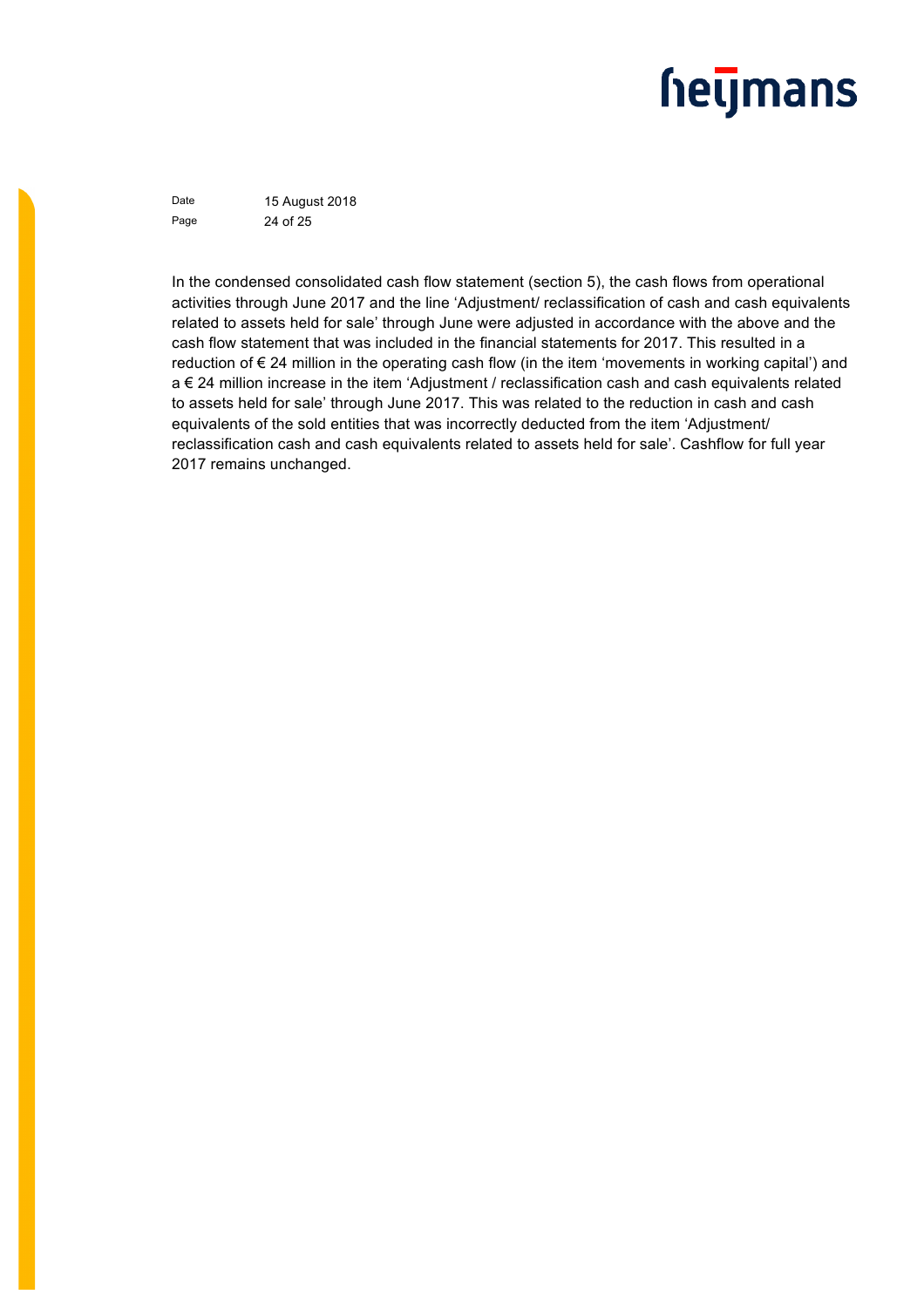In the condensed consolidated cash flow statement (section 5), the cash flows from operational activities through June 2017 and the line 'Adjustment/ reclassification of cash and cash equivalents related to assets held for sale' through June were adjusted in accordance with the above and the cash flow statement that was included in the financial statements for 2017. This resulted in a reduction of € 24 million in the operating cash flow (in the item 'movements in working capital') and a € 24 million increase in the item 'Adjustment / reclassification cash and cash equivalents related to assets held for sale' through June 2017. This was related to the reduction in cash and cash equivalents of the sold entities that was incorrectly deducted from the item 'Adjustment/ reclassification cash and cash equivalents related to assets held for sale'. Cashflow for full year 2017 remains unchanged.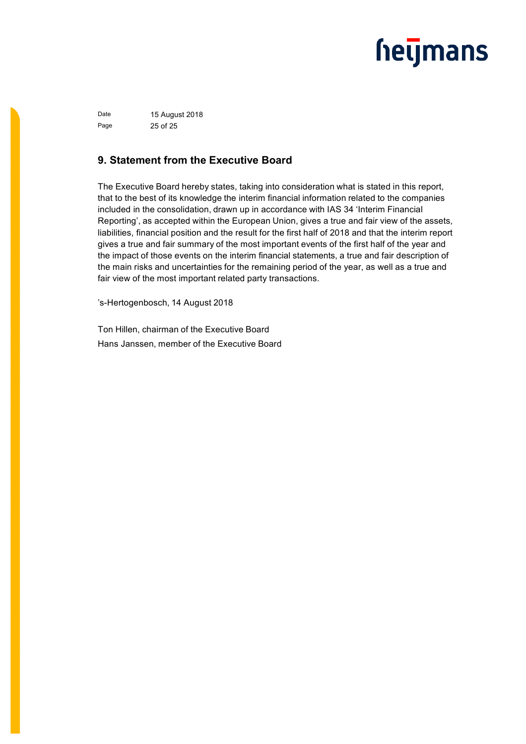## 9. Statement from the Executive Board

The Executive Board hereby states, taking into consideration what is stated in this report, that to the best of its knowledge the interim financial information related to the companies included in the consolidation, drawn up in accordance with IAS 34 'Interim Financial Reporting', as accepted within the European Union, gives a true and fair view of the assets, liabilities, financial position and the result for the first half of 2018 and that the interim report gives a true and fair summary of the most important events of the first half of the year and the impact of those events on the interim financial statements, a true and fair description of the main risks and uncertainties for the remaining period of the year, as well as a true and fair view of the most important related party transactions.

's-Hertogenbosch, 14 August 2018

Ton Hillen, chairman of the Executive Board
Hans Janssen, member of the Executive Board